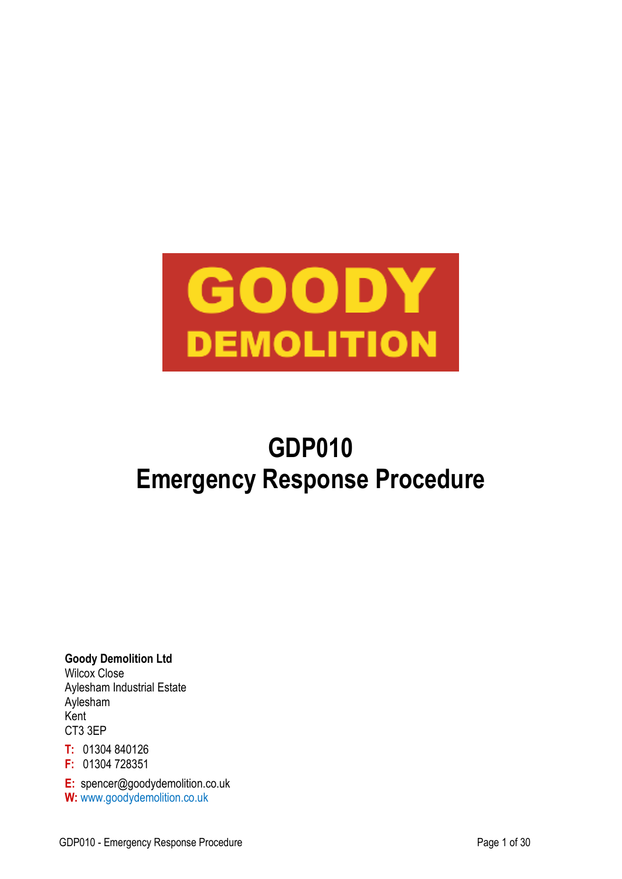GOODY
DEMOLITION

# GDP010
# Emergency Response Procedure

**Goody Demolition Ltd**
Wilcox Close
Aylesham Industrial Estate
Aylesham
Kent
CT3 3EP

**T:** 01304 840126
**F:** 01304 728351

**E:** spencer@goodydemolition.co.uk
**W:** www.goodydemolition.co.uk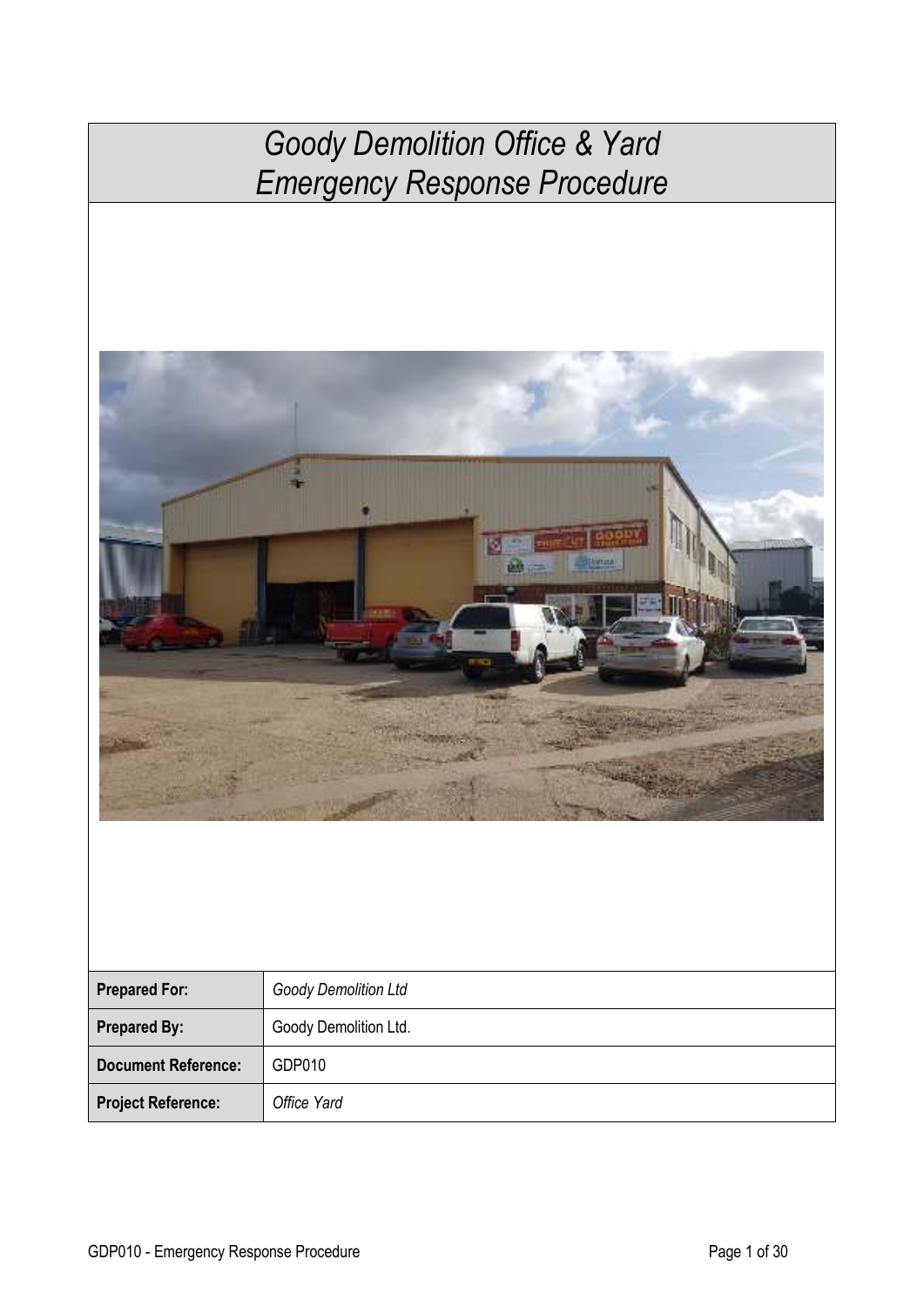# *Goody Demolition Office & Yard Emergency Response Procedure*

| **Prepared For:** | *Goody Demolition Ltd* |
|---|---|
| **Prepared By:** | Goody Demolition Ltd. |
| **Document Reference:** | GDP010 |
| **Project Reference:** | *Office Yard* |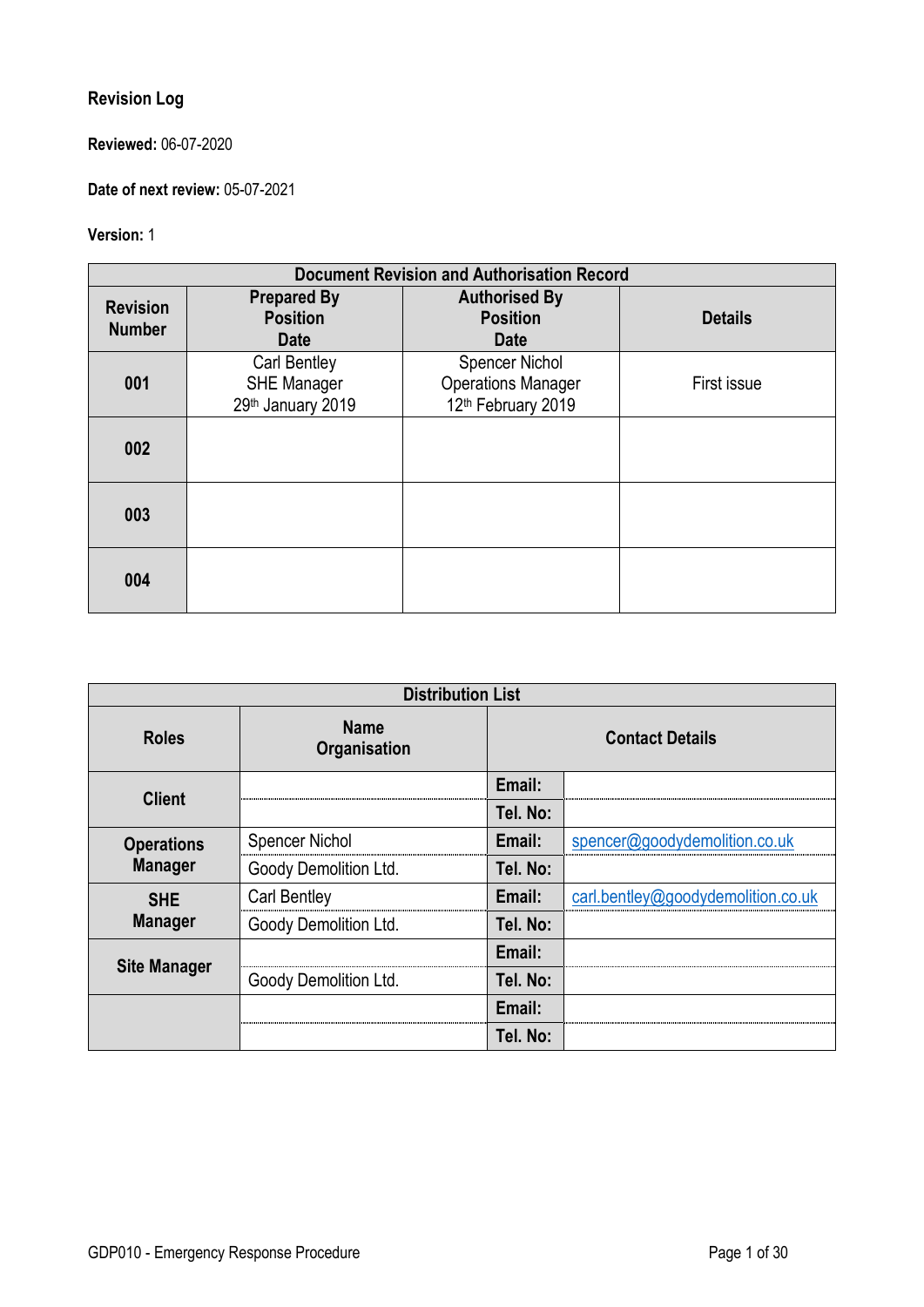## Revision Log

**Reviewed:** 06-07-2020

**Date of next review:** 05-07-2021

**Version:** 1

| Document Revision and Authorisation Record | | | |
|---|---|---|---|
| **Revision Number** | **Prepared By Position Date** | **Authorised By Position Date** | **Details** |
| **001** | Carl Bentley SHE Manager 29th January 2019 | Spencer Nichol Operations Manager 12th February 2019 | First issue |
| **002** | | | |
| **003** | | | |
| **004** | | | |

| Distribution List | | | |
|---|---|---|---|
| **Roles** | **Name Organisation** | **Contact Details** | |
| **Client** | | **Email:** | |
| | | **Tel. No:** | |
| **Operations Manager** | Spencer Nichol | **Email:** | spencer@goodydemolition.co.uk |
| | Goody Demolition Ltd. | **Tel. No:** | |
| **SHE Manager** | Carl Bentley | **Email:** | carl.bentley@goodydemolition.co.uk |
| | Goody Demolition Ltd. | **Tel. No:** | |
| **Site Manager** | | **Email:** | |
| | Goody Demolition Ltd. | **Tel. No:** | |
| | | **Email:** | |
| | | **Tel. No:** | |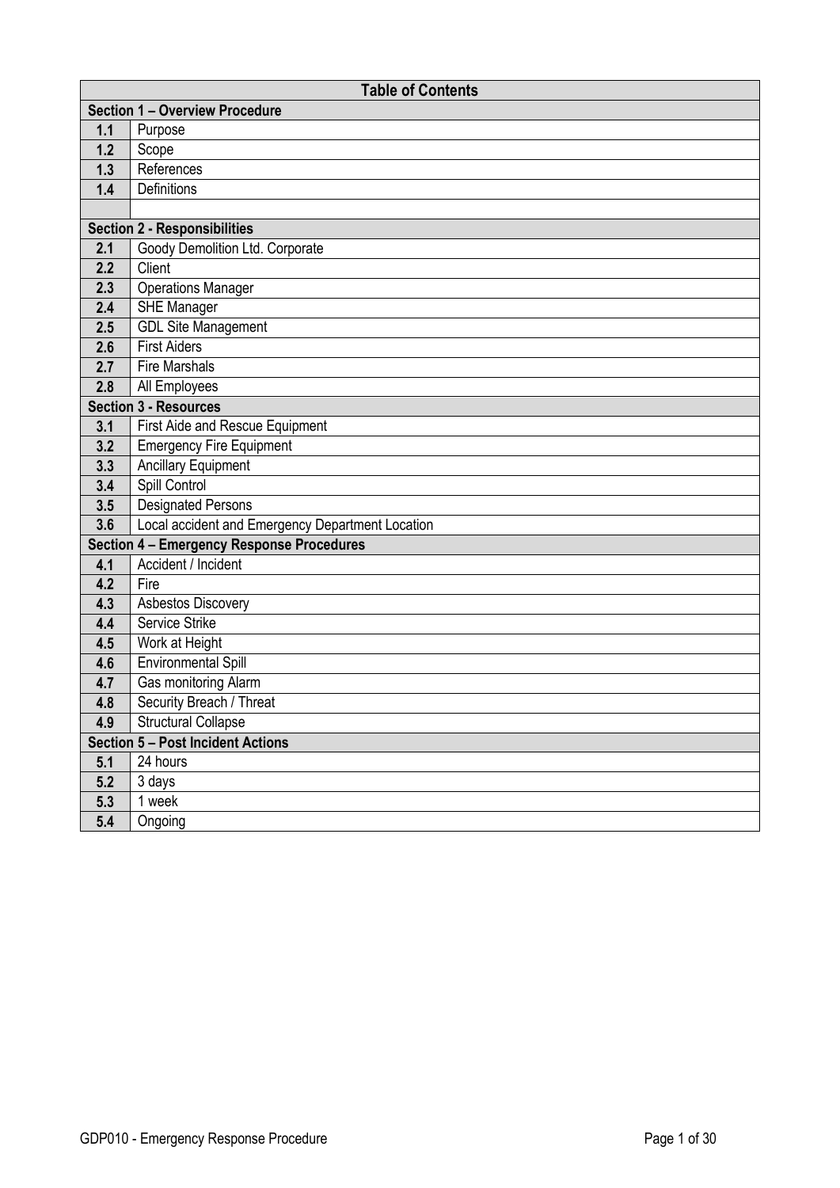| Table of Contents | |
|---|---|
| **Section 1 – Overview Procedure** | |
| **1.1** | Purpose |
| **1.2** | Scope |
| **1.3** | References |
| **1.4** | Definitions |
| | |
| **Section 2 - Responsibilities** | |
| **2.1** | Goody Demolition Ltd. Corporate |
| **2.2** | Client |
| **2.3** | Operations Manager |
| **2.4** | SHE Manager |
| **2.5** | GDL Site Management |
| **2.6** | First Aiders |
| **2.7** | Fire Marshals |
| **2.8** | All Employees |
| **Section 3 - Resources** | |
| **3.1** | First Aide and Rescue Equipment |
| **3.2** | Emergency Fire Equipment |
| **3.3** | Ancillary Equipment |
| **3.4** | Spill Control |
| **3.5** | Designated Persons |
| **3.6** | Local accident and Emergency Department Location |
| **Section 4 – Emergency Response Procedures** | |
| **4.1** | Accident / Incident |
| **4.2** | Fire |
| **4.3** | Asbestos Discovery |
| **4.4** | Service Strike |
| **4.5** | Work at Height |
| **4.6** | Environmental Spill |
| **4.7** | Gas monitoring Alarm |
| **4.8** | Security Breach / Threat |
| **4.9** | Structural Collapse |
| **Section 5 – Post Incident Actions** | |
| **5.1** | 24 hours |
| **5.2** | 3 days |
| **5.3** | 1 week |
| **5.4** | Ongoing |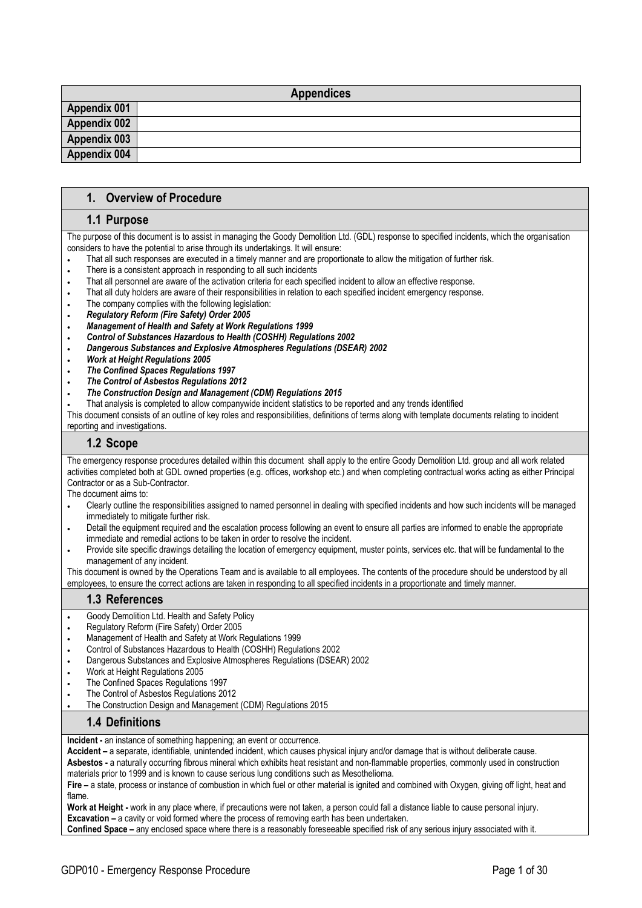| Appendices | |
|---|---|
| **Appendix 001** | |
| **Appendix 002** | |
| **Appendix 003** | |
| **Appendix 004** | |

## 1. Overview of Procedure

### 1.1 Purpose

The purpose of this document is to assist in managing the Goody Demolition Ltd. (GDL) response to specified incidents, which the organisation considers to have the potential to arise through its undertakings. It will ensure:

- That all such responses are executed in a timely manner and are proportionate to allow the mitigation of further risk.
- There is a consistent approach in responding to all such incidents
- That all personnel are aware of the activation criteria for each specified incident to allow an effective response.
- That all duty holders are aware of their responsibilities in relation to each specified incident emergency response.
- The company complies with the following legislation:
- ***Regulatory Reform (Fire Safety) Order 2005***
- ***Management of Health and Safety at Work Regulations 1999***
- ***Control of Substances Hazardous to Health (COSHH) Regulations 2002***
- ***Dangerous Substances and Explosive Atmospheres Regulations (DSEAR) 2002***
- ***Work at Height Regulations 2005***
- ***The Confined Spaces Regulations 1997***
- ***The Control of Asbestos Regulations 2012***
- ***The Construction Design and Management (CDM) Regulations 2015***
- That analysis is completed to allow companywide incident statistics to be reported and any trends identified

This document consists of an outline of key roles and responsibilities, definitions of terms along with template documents relating to incident reporting and investigations.

### 1.2 Scope

The emergency response procedures detailed within this document shall apply to the entire Goody Demolition Ltd. group and all work related activities completed both at GDL owned properties (e.g. offices, workshop etc.) and when completing contractual works acting as either Principal Contractor or as a Sub-Contractor.

The document aims to:

- Clearly outline the responsibilities assigned to named personnel in dealing with specified incidents and how such incidents will be managed immediately to mitigate further risk.
- Detail the equipment required and the escalation process following an event to ensure all parties are informed to enable the appropriate immediate and remedial actions to be taken in order to resolve the incident.
- Provide site specific drawings detailing the location of emergency equipment, muster points, services etc. that will be fundamental to the management of any incident.

This document is owned by the Operations Team and is available to all employees. The contents of the procedure should be understood by all employees, to ensure the correct actions are taken in responding to all specified incidents in a proportionate and timely manner.

### 1.3 References

- Goody Demolition Ltd. Health and Safety Policy
- Regulatory Reform (Fire Safety) Order 2005
- Management of Health and Safety at Work Regulations 1999
- Control of Substances Hazardous to Health (COSHH) Regulations 2002
- Dangerous Substances and Explosive Atmospheres Regulations (DSEAR) 2002
- Work at Height Regulations 2005
- The Confined Spaces Regulations 1997
- The Control of Asbestos Regulations 2012
- The Construction Design and Management (CDM) Regulations 2015

### 1.4 Definitions

**Incident -** an instance of something happening; an event or occurrence.

**Accident –** a separate, identifiable, unintended incident, which causes physical injury and/or damage that is without deliberate cause.

**Asbestos -** a naturally occurring fibrous mineral which exhibits heat resistant and non-flammable properties, commonly used in construction materials prior to 1999 and is known to cause serious lung conditions such as Mesothelioma.

**Fire –** a state, process or instance of combustion in which fuel or other material is ignited and combined with Oxygen, giving off light, heat and flame.

**Work at Height -** work in any place where, if precautions were not taken, a person could fall a distance liable to cause personal injury.

**Excavation –** a cavity or void formed where the process of removing earth has been undertaken.

**Confined Space –** any enclosed space where there is a reasonably foreseeable specified risk of any serious injury associated with it.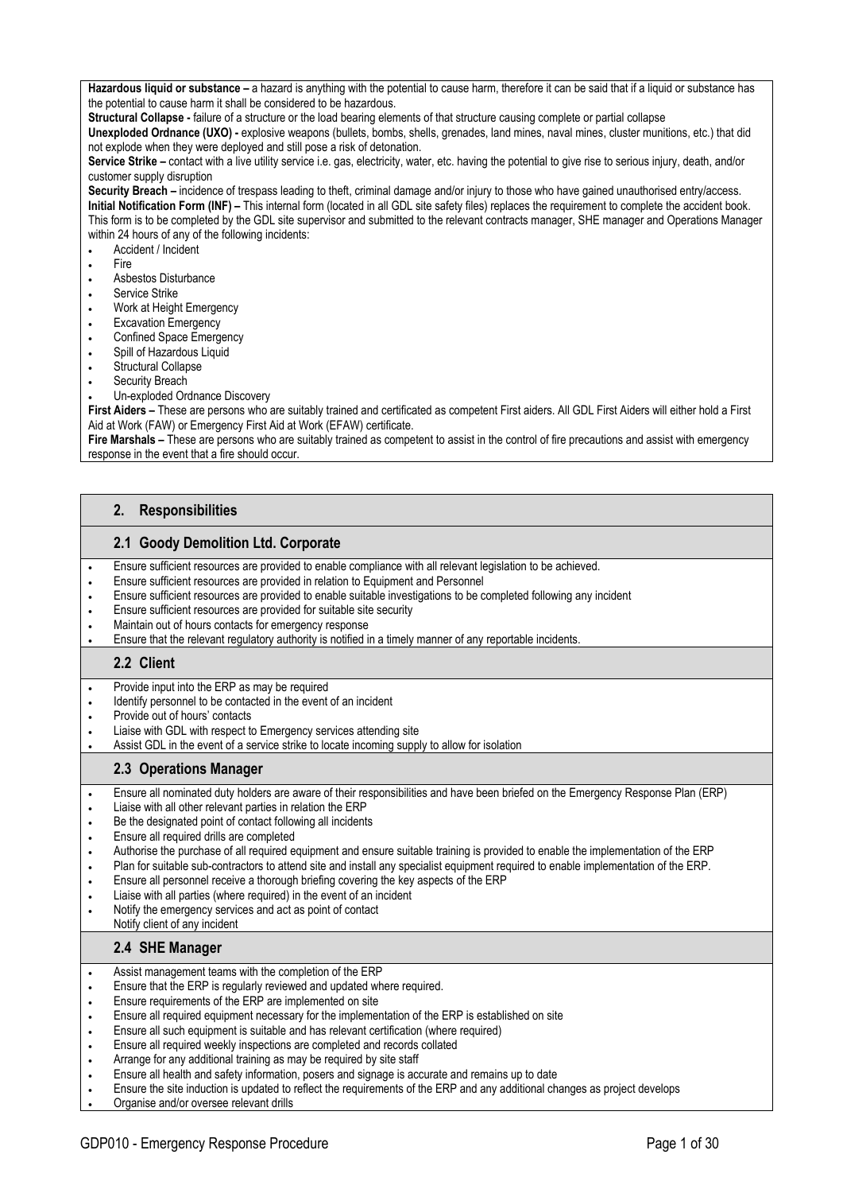**Hazardous liquid or substance –** a hazard is anything with the potential to cause harm, therefore it can be said that if a liquid or substance has the potential to cause harm it shall be considered to be hazardous.

**Structural Collapse -** failure of a structure or the load bearing elements of that structure causing complete or partial collapse

**Unexploded Ordnance (UXO) -** explosive weapons (bullets, bombs, shells, grenades, land mines, naval mines, cluster munitions, etc.) that did not explode when they were deployed and still pose a risk of detonation.

**Service Strike –** contact with a live utility service i.e. gas, electricity, water, etc. having the potential to give rise to serious injury, death, and/or customer supply disruption

**Security Breach –** incidence of trespass leading to theft, criminal damage and/or injury to those who have gained unauthorised entry/access.

**Initial Notification Form (INF) –** This internal form (located in all GDL site safety files) replaces the requirement to complete the accident book. This form is to be completed by the GDL site supervisor and submitted to the relevant contracts manager, SHE manager and Operations Manager within 24 hours of any of the following incidents:

- Accident / Incident
- Fire
- Asbestos Disturbance
- Service Strike
- Work at Height Emergency
- Excavation Emergency
- Confined Space Emergency
- Spill of Hazardous Liquid
- Structural Collapse
- Security Breach
- Un-exploded Ordnance Discovery

**First Aiders –** These are persons who are suitably trained and certificated as competent First aiders. All GDL First Aiders will either hold a First Aid at Work (FAW) or Emergency First Aid at Work (EFAW) certificate.

**Fire Marshals –** These are persons who are suitably trained as competent to assist in the control of fire precautions and assist with emergency response in the event that a fire should occur.

## 2. Responsibilities

### 2.1 Goody Demolition Ltd. Corporate

- Ensure sufficient resources are provided to enable compliance with all relevant legislation to be achieved.
- Ensure sufficient resources are provided in relation to Equipment and Personnel
- Ensure sufficient resources are provided to enable suitable investigations to be completed following any incident
- Ensure sufficient resources are provided for suitable site security
- Maintain out of hours contacts for emergency response
- Ensure that the relevant regulatory authority is notified in a timely manner of any reportable incidents.

### 2.2 Client

- Provide input into the ERP as may be required
- Identify personnel to be contacted in the event of an incident
- Provide out of hours' contacts
- Liaise with GDL with respect to Emergency services attending site
- Assist GDL in the event of a service strike to locate incoming supply to allow for isolation

### 2.3 Operations Manager

- Ensure all nominated duty holders are aware of their responsibilities and have been briefed on the Emergency Response Plan (ERP)
- Liaise with all other relevant parties in relation the ERP
- Be the designated point of contact following all incidents
- Ensure all required drills are completed
- Authorise the purchase of all required equipment and ensure suitable training is provided to enable the implementation of the ERP
- Plan for suitable sub-contractors to attend site and install any specialist equipment required to enable implementation of the ERP.
- Ensure all personnel receive a thorough briefing covering the key aspects of the ERP
- Liaise with all parties (where required) in the event of an incident
- Notify the emergency services and act as point of contact
- Notify client of any incident

### 2.4 SHE Manager

- Assist management teams with the completion of the ERP
- Ensure that the ERP is regularly reviewed and updated where required.
- Ensure requirements of the ERP are implemented on site
- Ensure all required equipment necessary for the implementation of the ERP is established on site
- Ensure all such equipment is suitable and has relevant certification (where required)
- Ensure all required weekly inspections are completed and records collated
- Arrange for any additional training as may be required by site staff
- Ensure all health and safety information, posers and signage is accurate and remains up to date
- Ensure the site induction is updated to reflect the requirements of the ERP and any additional changes as project develops
- Organise and/or oversee relevant drills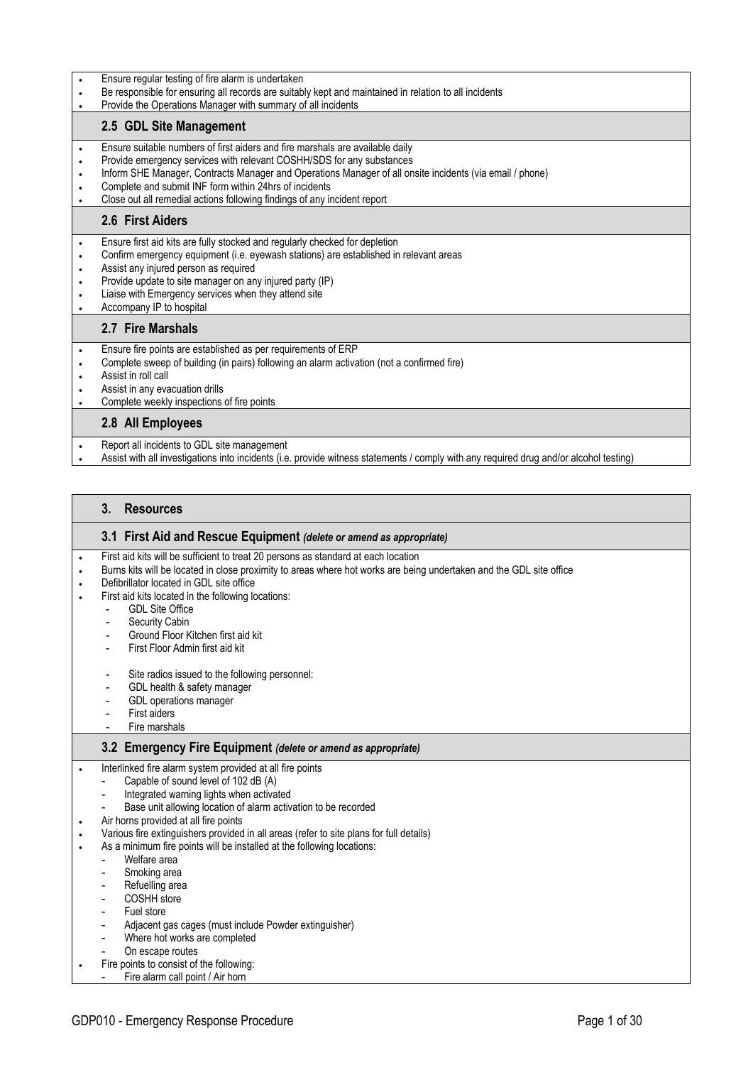- Ensure regular testing of fire alarm is undertaken
- Be responsible for ensuring all records are suitably kept and maintained in relation to all incidents
- Provide the Operations Manager with summary of all incidents

### 2.5 GDL Site Management

- Ensure suitable numbers of first aiders and fire marshals are available daily
- Provide emergency services with relevant COSHH/SDS for any substances
- Inform SHE Manager, Contracts Manager and Operations Manager of all onsite incidents (via email / phone)
- Complete and submit INF form within 24hrs of incidents
- Close out all remedial actions following findings of any incident report

### 2.6 First Aiders

- Ensure first aid kits are fully stocked and regularly checked for depletion
- Confirm emergency equipment (i.e. eyewash stations) are established in relevant areas
- Assist any injured person as required
- Provide update to site manager on any injured party (IP)
- Liaise with Emergency services when they attend site
- Accompany IP to hospital

### 2.7 Fire Marshals

- Ensure fire points are established as per requirements of ERP
- Complete sweep of building (in pairs) following an alarm activation (not a confirmed fire)
- Assist in roll call
- Assist in any evacuation drills
- Complete weekly inspections of fire points

### 2.8 All Employees

- Report all incidents to GDL site management
- Assist with all investigations into incidents (i.e. provide witness statements / comply with any required drug and/or alcohol testing)

## 3. Resources

### 3.1 First Aid and Rescue Equipment *(delete or amend as appropriate)*

- First aid kits will be sufficient to treat 20 persons as standard at each location
- Burns kits will be located in close proximity to areas where hot works are being undertaken and the GDL site office
- Defibrillator located in GDL site office
- First aid kits located in the following locations:
  - GDL Site Office
  - Security Cabin
  - Ground Floor Kitchen first aid kit
  - First Floor Admin first aid kit

  - Site radios issued to the following personnel:
  - GDL health & safety manager
  - GDL operations manager
  - First aiders
  - Fire marshals

### 3.2 Emergency Fire Equipment *(delete or amend as appropriate)*

- Interlinked fire alarm system provided at all fire points
  - Capable of sound level of 102 dB (A)
  - Integrated warning lights when activated
  - Base unit allowing location of alarm activation to be recorded
- Air horns provided at all fire points
- Various fire extinguishers provided in all areas (refer to site plans for full details)
- As a minimum fire points will be installed at the following locations:
  - Welfare area
  - Smoking area
  - Refuelling area
  - COSHH store
  - Fuel store
  - Adjacent gas cages (must include Powder extinguisher)
  - Where hot works are completed
  - On escape routes
- Fire points to consist of the following:
  - Fire alarm call point / Air horn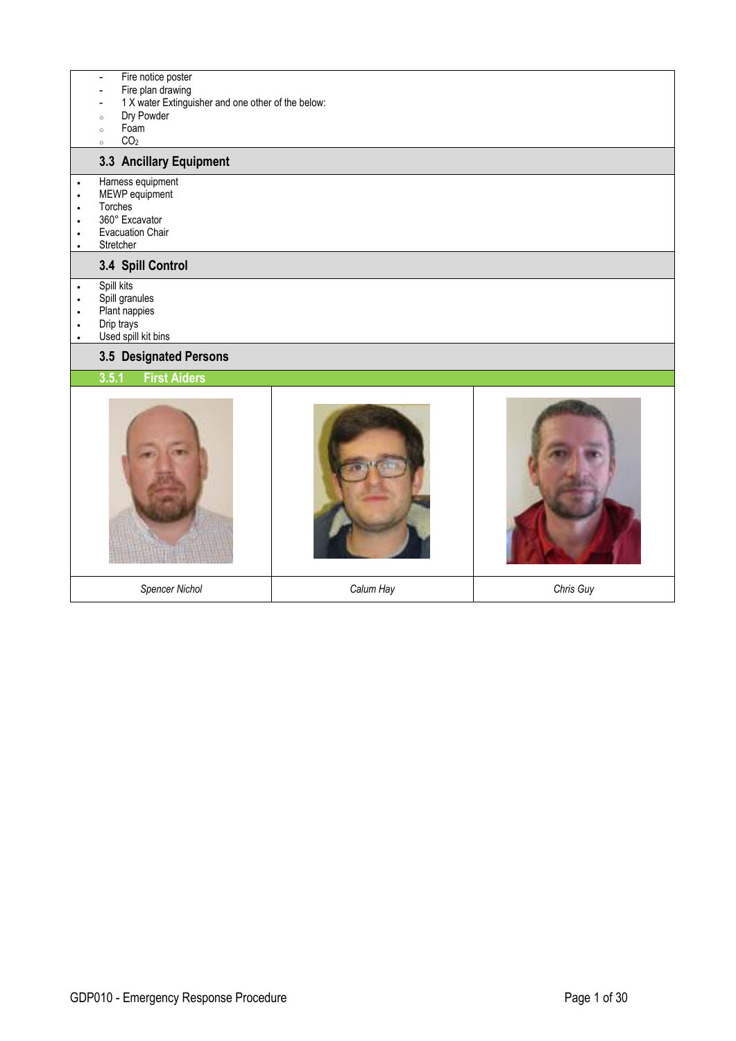- Fire notice poster
- Fire plan drawing
- 1 X water Extinguisher and one other of the below:
  - Dry Powder
  - Foam
  - $CO_2$

### 3.3 Ancillary Equipment

- Harness equipment
- MEWP equipment
- Torches
- 360° Excavator
- Evacuation Chair
- Stretcher

### 3.4 Spill Control

- Spill kits
- Spill granules
- Plant nappies
- Drip trays
- Used spill kit bins

### 3.5 Designated Persons

#### 3.5.1 First Aiders

| | | |
|---|---|---|
| *Spencer Nichol* | *Calum Hay* | *Chris Guy* |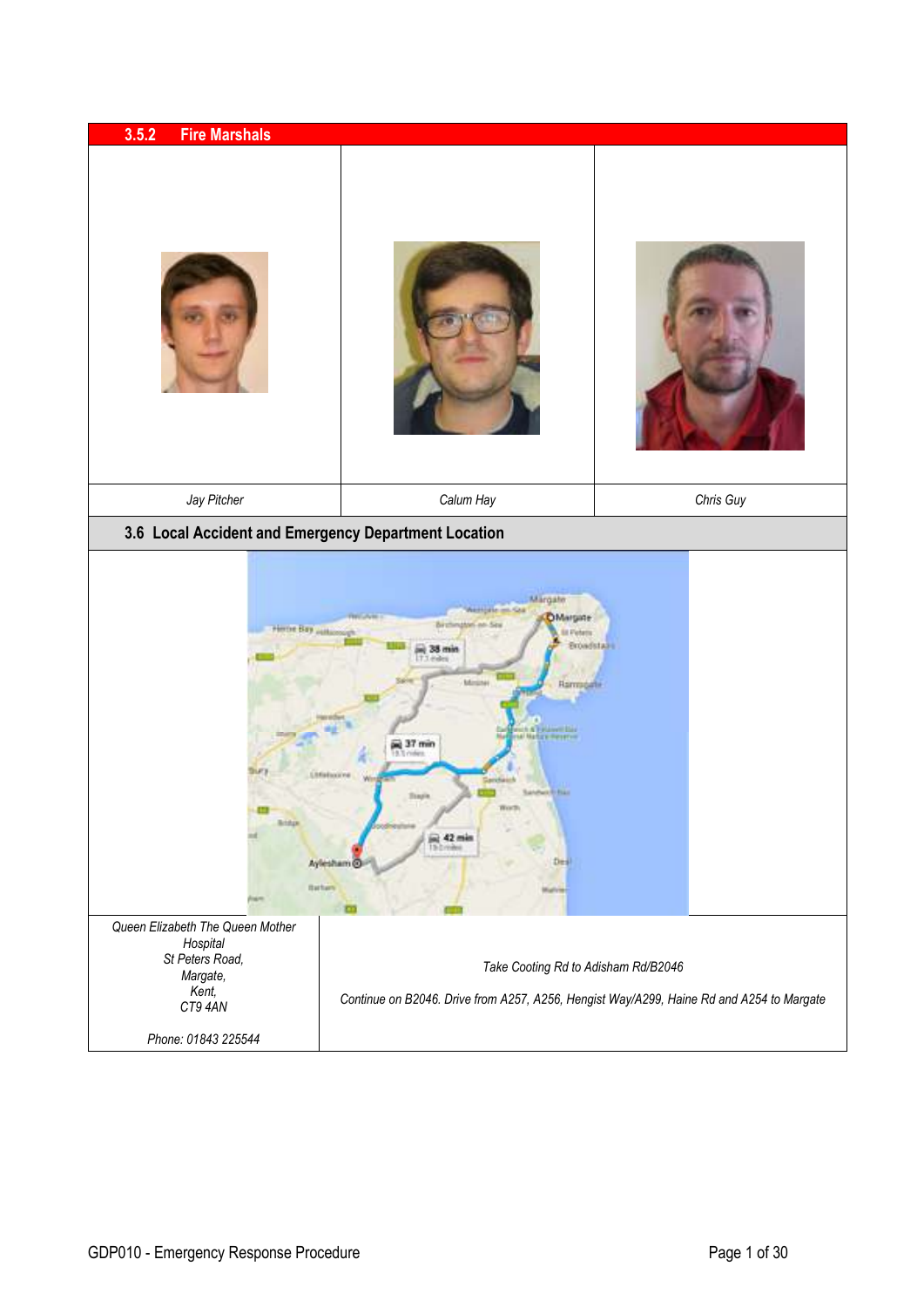## 3.5.2 Fire Marshals

| Jay Pitcher | Calum Hay | Chris Guy |
|---|---|---|

## 3.6 Local Accident and Emergency Department Location

| | |
|---|---|
| *Queen Elizabeth The Queen Mother Hospital*<br>*St Peters Road,*<br>*Margate,*<br>*Kent,*<br>*CT9 4AN*<br><br>*Phone: 01843 225544* | *Take Cooting Rd to Adisham Rd/B2046*<br><br>*Continue on B2046. Drive from A257, A256, Hengist Way/A299, Haine Rd and A254 to Margate* |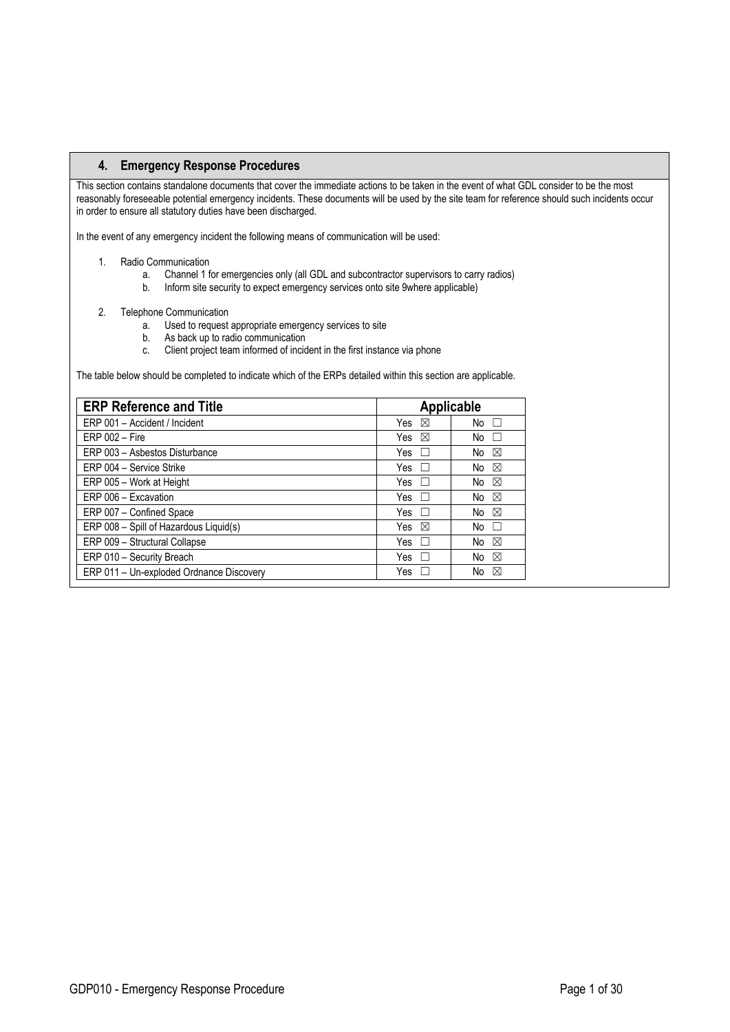## 4. Emergency Response Procedures

This section contains standalone documents that cover the immediate actions to be taken in the event of what GDL consider to be the most reasonably foreseeable potential emergency incidents. These documents will be used by the site team for reference should such incidents occur in order to ensure all statutory duties have been discharged.

In the event of any emergency incident the following means of communication will be used:

1. Radio Communication
   a. Channel 1 for emergencies only (all GDL and subcontractor supervisors to carry radios)
   b. Inform site security to expect emergency services onto site 9where applicable)
2. Telephone Communication
   a. Used to request appropriate emergency services to site
   b. As back up to radio communication
   c. Client project team informed of incident in the first instance via phone

The table below should be completed to indicate which of the ERPs detailed within this section are applicable.

| ERP Reference and Title | Applicable | |
|---|---|---|
| ERP 001 – Accident / Incident | Yes ☒ | No ☐ |
| ERP 002 – Fire | Yes ☒ | No ☐ |
| ERP 003 – Asbestos Disturbance | Yes ☐ | No ☒ |
| ERP 004 – Service Strike | Yes ☐ | No ☒ |
| ERP 005 – Work at Height | Yes ☐ | No ☒ |
| ERP 006 – Excavation | Yes ☐ | No ☒ |
| ERP 007 – Confined Space | Yes ☐ | No ☒ |
| ERP 008 – Spill of Hazardous Liquid(s) | Yes ☒ | No ☐ |
| ERP 009 – Structural Collapse | Yes ☐ | No ☒ |
| ERP 010 – Security Breach | Yes ☐ | No ☒ |
| ERP 011 – Un-exploded Ordnance Discovery | Yes ☐ | No ☒ |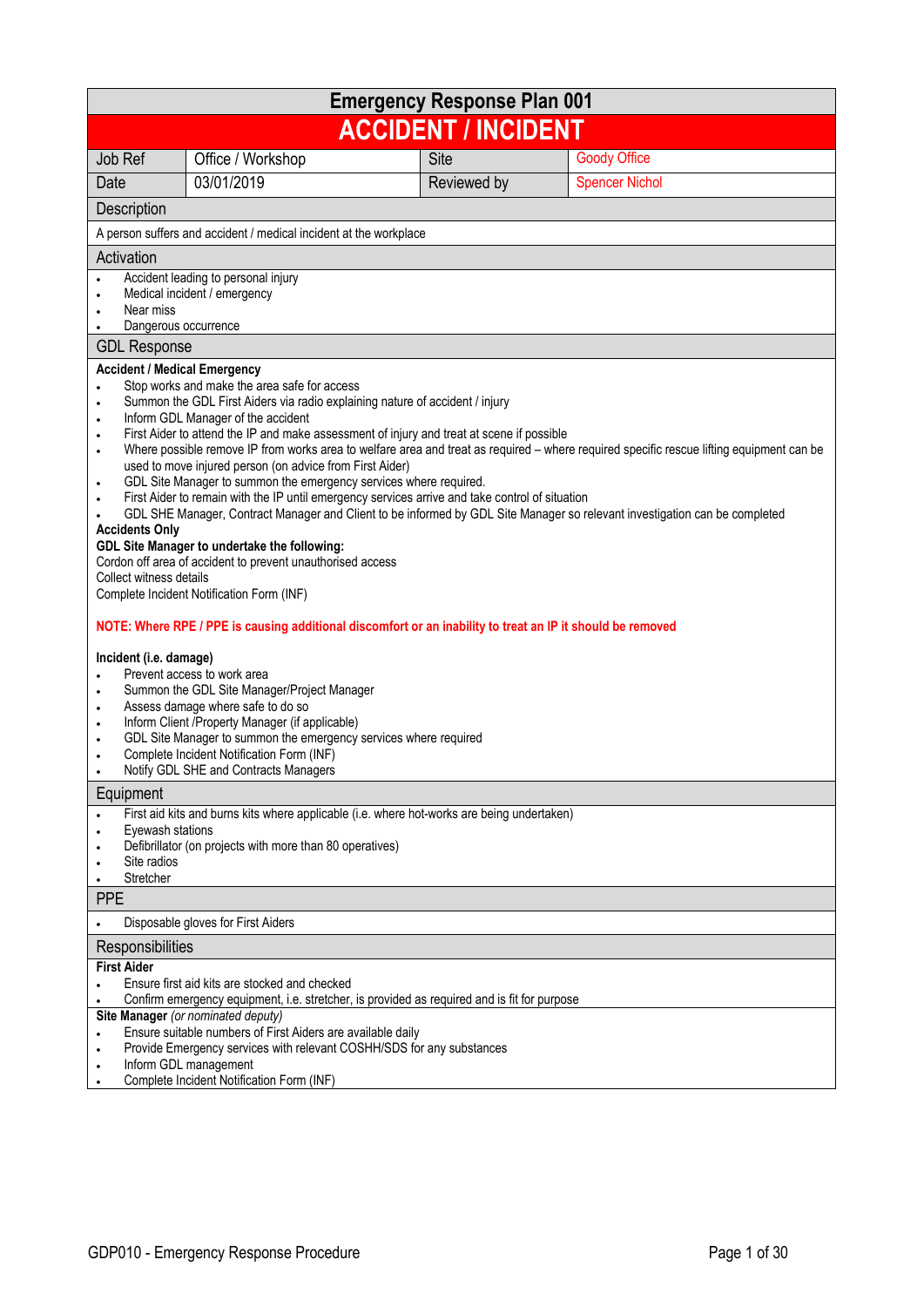# Emergency Response Plan 001

## ACCIDENT / INCIDENT

| Job Ref | Office / Workshop | Site | Goody Office |
|---|---|---|---|
| Date | 03/01/2019 | Reviewed by | Spencer Nichol |

### Description

A person suffers and accident / medical incident at the workplace

### Activation

- Accident leading to personal injury
- Medical incident / emergency
- Near miss
- Dangerous occurrence

### GDL Response

**Accident / Medical Emergency**

- Stop works and make the area safe for access
- Summon the GDL First Aiders via radio explaining nature of accident / injury
- Inform GDL Manager of the accident
- First Aider to attend the IP and make assessment of injury and treat at scene if possible
- Where possible remove IP from works area to welfare area and treat as required – where required specific rescue lifting equipment can be used to move injured person (on advice from First Aider)
- GDL Site Manager to summon the emergency services where required.
- First Aider to remain with the IP until emergency services arrive and take control of situation
- GDL SHE Manager, Contract Manager and Client to be informed by GDL Site Manager so relevant investigation can be completed

**Accidents Only**

**GDL Site Manager to undertake the following:**

Cordon off area of accident to prevent unauthorised access
Collect witness details
Complete Incident Notification Form (INF)

**NOTE: Where RPE / PPE is causing additional discomfort or an inability to treat an IP it should be removed**

**Incident (i.e. damage)**

- Prevent access to work area
- Summon the GDL Site Manager/Project Manager
- Assess damage where safe to do so
- Inform Client /Property Manager (if applicable)
- GDL Site Manager to summon the emergency services where required
- Complete Incident Notification Form (INF)
- Notify GDL SHE and Contracts Managers

### Equipment

- First aid kits and burns kits where applicable (i.e. where hot-works are being undertaken)
- Eyewash stations
- Defibrillator (on projects with more than 80 operatives)
- Site radios
- Stretcher

### PPE

- Disposable gloves for First Aiders

### Responsibilities

**First Aider**

- Ensure first aid kits are stocked and checked
- Confirm emergency equipment, i.e. stretcher, is provided as required and is fit for purpose

**Site Manager** *(or nominated deputy)*

- Ensure suitable numbers of First Aiders are available daily
- Provide Emergency services with relevant COSHH/SDS for any substances
- Inform GDL management
- Complete Incident Notification Form (INF)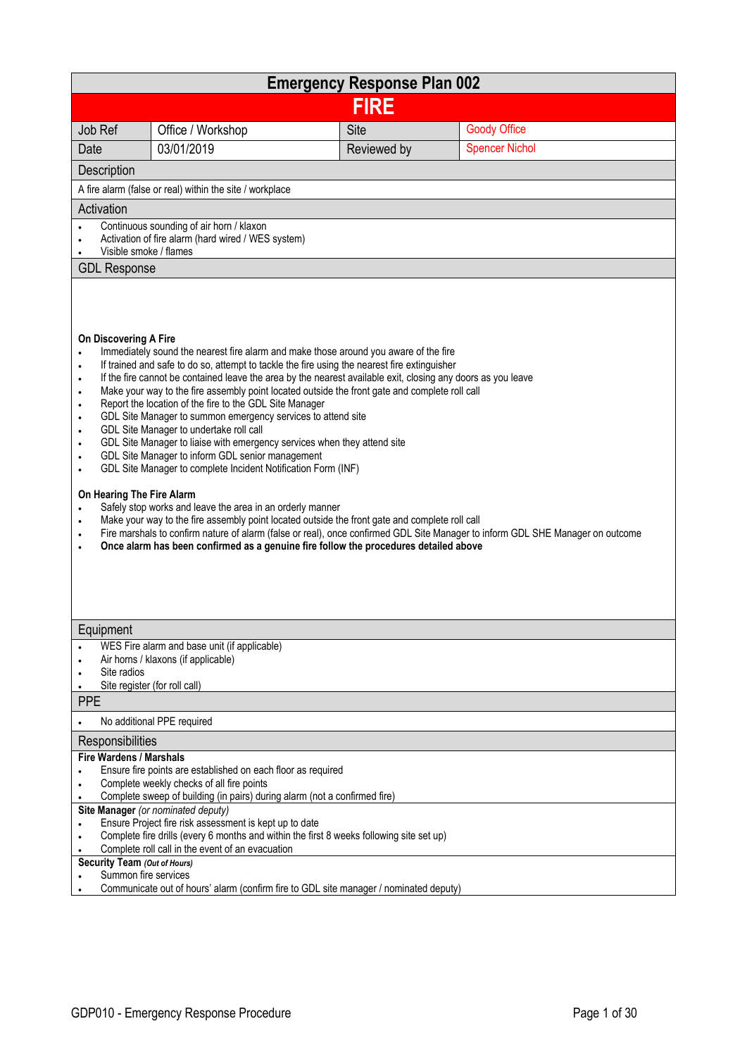# Emergency Response Plan 002

## FIRE

| Job Ref | Office / Workshop | Site | Goody Office |
|---|---|---|---|
| Date | 03/01/2019 | Reviewed by | Spencer Nichol |

### Description

A fire alarm (false or real) within the site / workplace

### Activation

- Continuous sounding of air horn / klaxon
- Activation of fire alarm (hard wired / WES system)
- Visible smoke / flames

### GDL Response

**On Discovering A Fire**

- Immediately sound the nearest fire alarm and make those around you aware of the fire
- If trained and safe to do so, attempt to tackle the fire using the nearest fire extinguisher
- If the fire cannot be contained leave the area by the nearest available exit, closing any doors as you leave
- Make your way to the fire assembly point located outside the front gate and complete roll call
- Report the location of the fire to the GDL Site Manager
- GDL Site Manager to summon emergency services to attend site
- GDL Site Manager to undertake roll call
- GDL Site Manager to liaise with emergency services when they attend site
- GDL Site Manager to inform GDL senior management
- GDL Site Manager to complete Incident Notification Form (INF)

**On Hearing The Fire Alarm**

- Safely stop works and leave the area in an orderly manner
- Make your way to the fire assembly point located outside the front gate and complete roll call
- Fire marshals to confirm nature of alarm (false or real), once confirmed GDL Site Manager to inform GDL SHE Manager on outcome
- **Once alarm has been confirmed as a genuine fire follow the procedures detailed above**

### Equipment

- WES Fire alarm and base unit (if applicable)
- Air horns / klaxons (if applicable)
- Site radios
- Site register (for roll call)

### PPE

- No additional PPE required

### Responsibilities

**Fire Wardens / Marshals**

- Ensure fire points are established on each floor as required
- Complete weekly checks of all fire points
- Complete sweep of building (in pairs) during alarm (not a confirmed fire)

**Site Manager** *(or nominated deputy)*

- Ensure Project fire risk assessment is kept up to date
- Complete fire drills (every 6 months and within the first 8 weeks following site set up)
- Complete roll call in the event of an evacuation

**Security Team** ***(Out of Hours)***

- Summon fire services
- Communicate out of hours' alarm (confirm fire to GDL site manager / nominated deputy)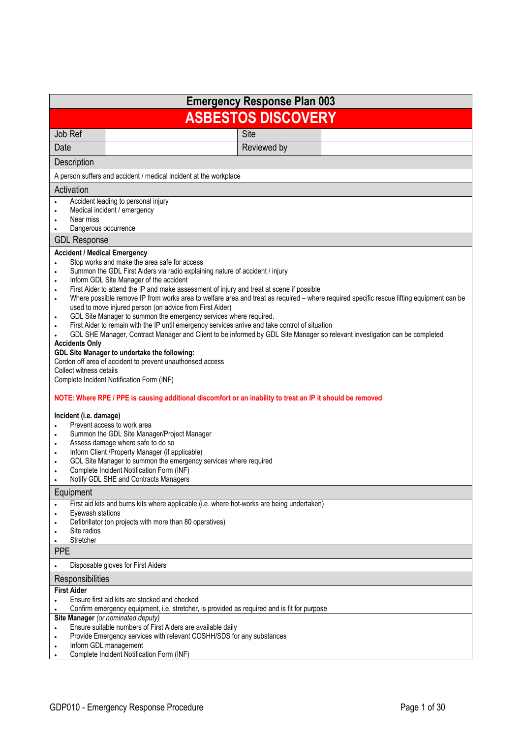# Emergency Response Plan 003

## ASBESTOS DISCOVERY

| Job Ref | | Site | |
|---|---|---|---|
| Date | | Reviewed by | |

### Description

A person suffers and accident / medical incident at the workplace

### Activation

- Accident leading to personal injury
- Medical incident / emergency
- Near miss
- Dangerous occurrence

### GDL Response

**Accident / Medical Emergency**

- Stop works and make the area safe for access
- Summon the GDL First Aiders via radio explaining nature of accident / injury
- Inform GDL Site Manager of the accident
- First Aider to attend the IP and make assessment of injury and treat at scene if possible
- Where possible remove IP from works area to welfare area and treat as required – where required specific rescue lifting equipment can be used to move injured person (on advice from First Aider)
- GDL Site Manager to summon the emergency services where required.
- First Aider to remain with the IP until emergency services arrive and take control of situation
- GDL SHE Manager, Contract Manager and Client to be informed by GDL Site Manager so relevant investigation can be completed

**Accidents Only**

**GDL Site Manager to undertake the following:**

Cordon off area of accident to prevent unauthorised access
Collect witness details
Complete Incident Notification Form (INF)

**NOTE: Where RPE / PPE is causing additional discomfort or an inability to treat an IP it should be removed**

**Incident (i.e. damage)**

- Prevent access to work area
- Summon the GDL Site Manager/Project Manager
- Assess damage where safe to do so
- Inform Client /Property Manager (if applicable)
- GDL Site Manager to summon the emergency services where required
- Complete Incident Notification Form (INF)
- Notify GDL SHE and Contracts Managers

### Equipment

- First aid kits and burns kits where applicable (i.e. where hot-works are being undertaken)
- Eyewash stations
- Defibrillator (on projects with more than 80 operatives)
- Site radios
- Stretcher

### PPE

- Disposable gloves for First Aiders

### Responsibilities

**First Aider**

- Ensure first aid kits are stocked and checked
- Confirm emergency equipment, i.e. stretcher, is provided as required and is fit for purpose

**Site Manager** *(or nominated deputy)*

- Ensure suitable numbers of First Aiders are available daily
- Provide Emergency services with relevant COSHH/SDS for any substances
- Inform GDL management
- Complete Incident Notification Form (INF)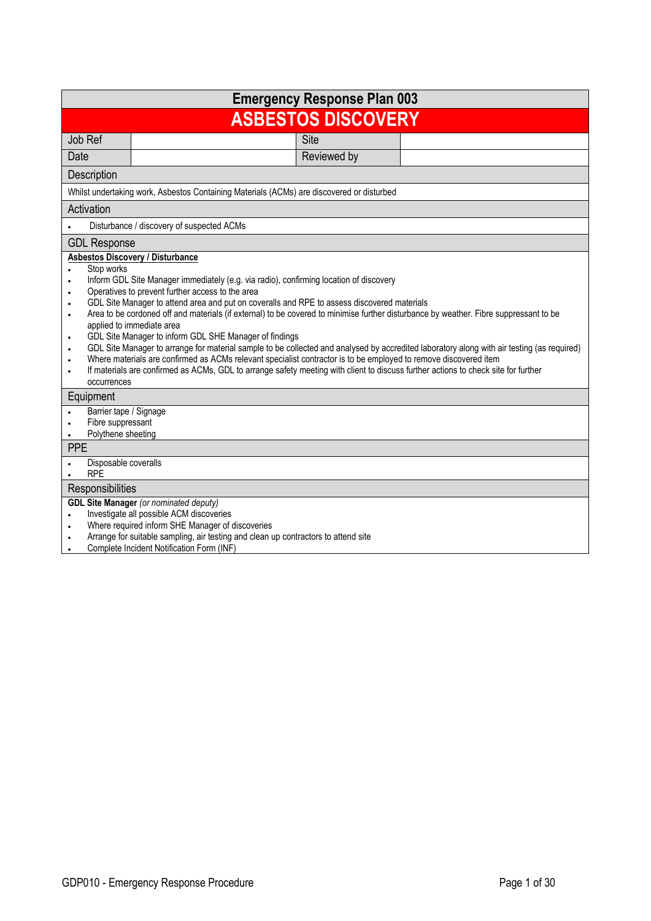# Emergency Response Plan 003

## ASBESTOS DISCOVERY

| Job Ref | | Site | |
|---|---|---|---|
| Date | | Reviewed by | |

### Description

Whilst undertaking work, Asbestos Containing Materials (ACMs) are discovered or disturbed

### Activation

- Disturbance / discovery of suspected ACMs

### GDL Response

**Asbestos Discovery / Disturbance**

- Stop works
- Inform GDL Site Manager immediately (e.g. via radio), confirming location of discovery
- Operatives to prevent further access to the area
- GDL Site Manager to attend area and put on coveralls and RPE to assess discovered materials
- Area to be cordoned off and materials (if external) to be covered to minimise further disturbance by weather. Fibre suppressant to be applied to immediate area
- GDL Site Manager to inform GDL SHE Manager of findings
- GDL Site Manager to arrange for material sample to be collected and analysed by accredited laboratory along with air testing (as required)
- Where materials are confirmed as ACMs relevant specialist contractor is to be employed to remove discovered item
- If materials are confirmed as ACMs, GDL to arrange safety meeting with client to discuss further actions to check site for further occurrences

### Equipment

- Barrier tape / Signage
- Fibre suppressant
- Polythene sheeting

### PPE

- Disposable coveralls
- RPE

### Responsibilities

**GDL Site Manager** *(or nominated deputy)*

- Investigate all possible ACM discoveries
- Where required inform SHE Manager of discoveries
- Arrange for suitable sampling, air testing and clean up contractors to attend site
- Complete Incident Notification Form (INF)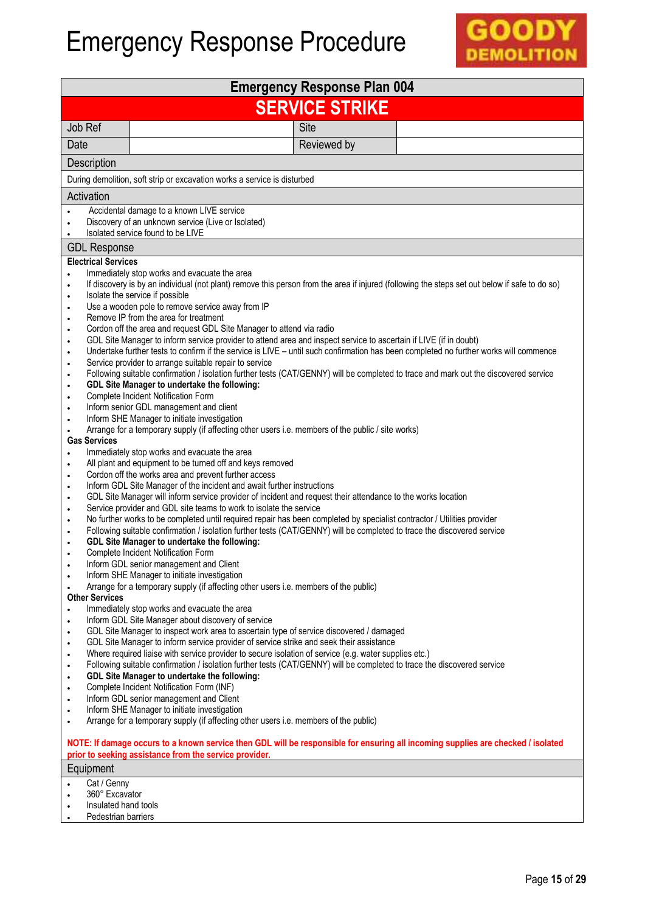# Emergency Response Procedure

GOODY DEMOLITION

## Emergency Response Plan 004

## SERVICE STRIKE

| Job Ref | | Site | |
|---|---|---|---|
| Date | | Reviewed by | |

### Description

During demolition, soft strip or excavation works a service is disturbed

### Activation

- Accidental damage to a known LIVE service
- Discovery of an unknown service (Live or Isolated)
- Isolated service found to be LIVE

### GDL Response

**Electrical Services**

- Immediately stop works and evacuate the area
- If discovery is by an individual (not plant) remove this person from the area if injured (following the steps set out below if safe to do so)
- Isolate the service if possible
- Use a wooden pole to remove service away from IP
- Remove IP from the area for treatment
- Cordon off the area and request GDL Site Manager to attend via radio
- GDL Site Manager to inform service provider to attend area and inspect service to ascertain if LIVE (if in doubt)
- Undertake further tests to confirm if the service is LIVE – until such confirmation has been completed no further works will commence
- Service provider to arrange suitable repair to service
- Following suitable confirmation / isolation further tests (CAT/GENNY) will be completed to trace and mark out the discovered service
- **GDL Site Manager to undertake the following:**
- Complete Incident Notification Form
- Inform senior GDL management and client
- Inform SHE Manager to initiate investigation
- Arrange for a temporary supply (if affecting other users i.e. members of the public / site works)

**Gas Services**

- Immediately stop works and evacuate the area
- All plant and equipment to be turned off and keys removed
- Cordon off the works area and prevent further access
- Inform GDL Site Manager of the incident and await further instructions
- GDL Site Manager will inform service provider of incident and request their attendance to the works location
- Service provider and GDL site teams to work to isolate the service
- No further works to be completed until required repair has been completed by specialist contractor / Utilities provider
- Following suitable confirmation / isolation further tests (CAT/GENNY) will be completed to trace the discovered service
- **GDL Site Manager to undertake the following:**
- Complete Incident Notification Form
- Inform GDL senior management and Client
- Inform SHE Manager to initiate investigation
- Arrange for a temporary supply (if affecting other users i.e. members of the public)

**Other Services**

- Immediately stop works and evacuate the area
- Inform GDL Site Manager about discovery of service
- GDL Site Manager to inspect work area to ascertain type of service discovered / damaged
- GDL Site Manager to inform service provider of service strike and seek their assistance
- Where required liaise with service provider to secure isolation of service (e.g. water supplies etc.)
- Following suitable confirmation / isolation further tests (CAT/GENNY) will be completed to trace the discovered service
- **GDL Site Manager to undertake the following:**
- Complete Incident Notification Form (INF)
- Inform GDL senior management and Client
- Inform SHE Manager to initiate investigation
- Arrange for a temporary supply (if affecting other users i.e. members of the public)

**NOTE: If damage occurs to a known service then GDL will be responsible for ensuring all incoming supplies are checked / isolated prior to seeking assistance from the service provider.**

### Equipment

- Cat / Genny
- 360° Excavator
- Insulated hand tools
- Pedestrian barriers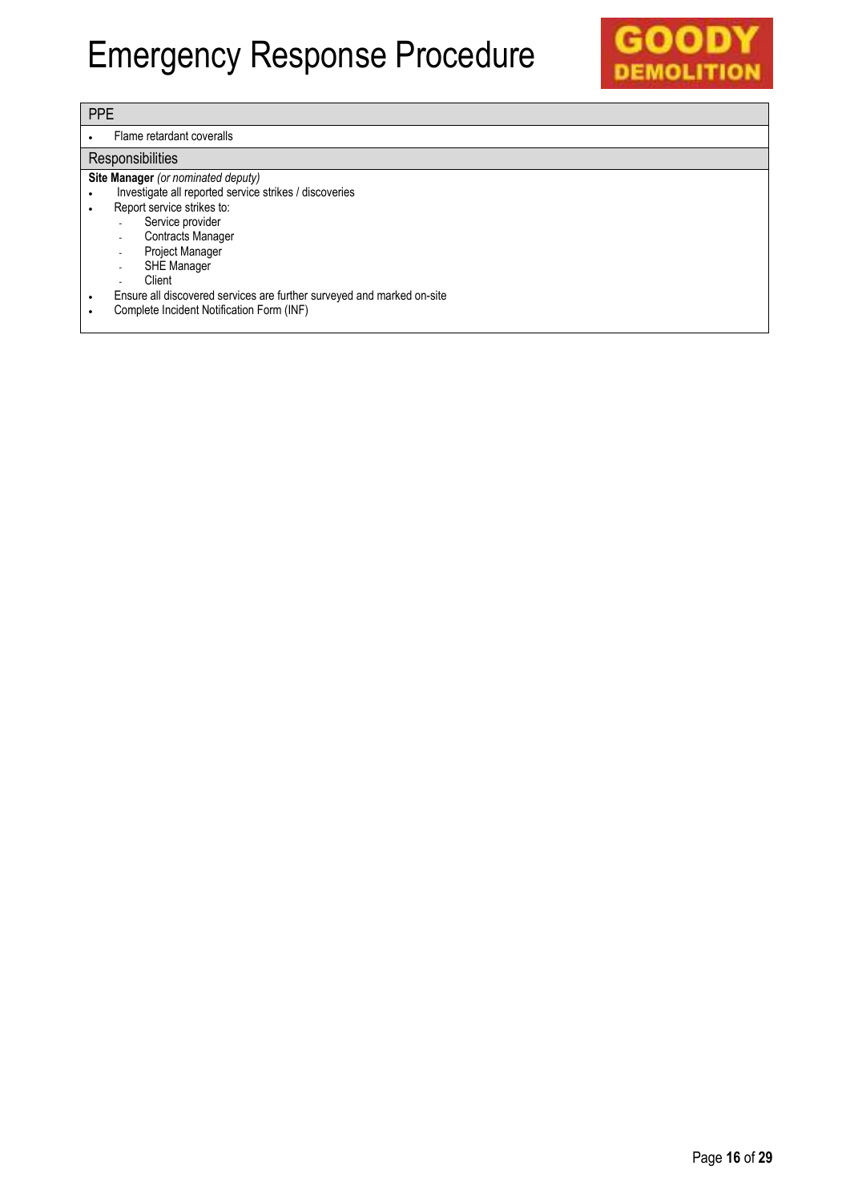# Emergency Response Procedure

## PPE

- Flame retardant coveralls

## Responsibilities

**Site Manager** *(or nominated deputy)*

- Investigate all reported service strikes / discoveries
- Report service strikes to:
  - Service provider
  - Contracts Manager
  - Project Manager
  - SHE Manager
  - Client
- Ensure all discovered services are further surveyed and marked on-site
- Complete Incident Notification Form (INF)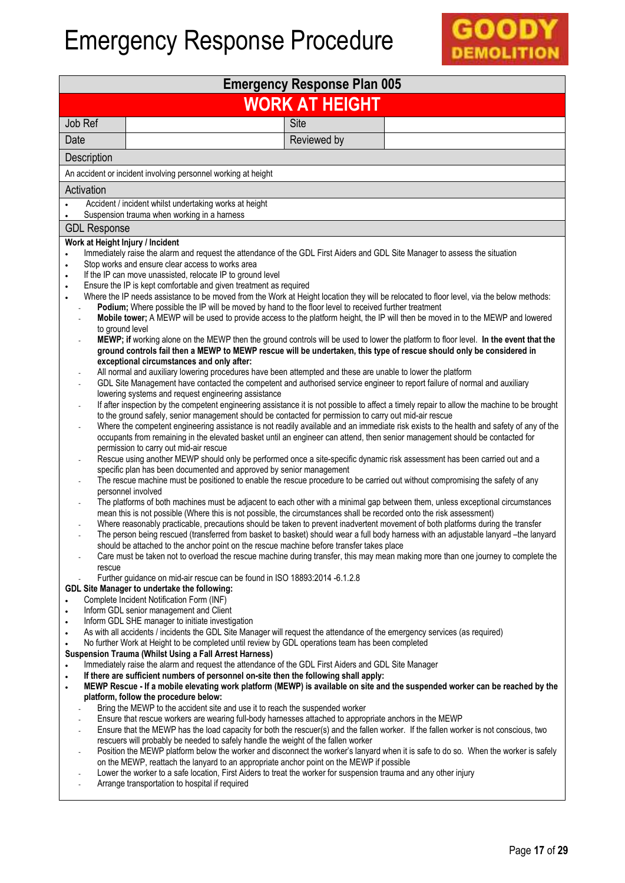# Emergency Response Procedure

GOODY DEMOLITION

## Emergency Response Plan 005

## WORK AT HEIGHT

| Job Ref | | Site | |
|---|---|---|---|
| Date | | Reviewed by | |

### Description

An accident or incident involving personnel working at height

### Activation

- Accident / incident whilst undertaking works at height
- Suspension trauma when working in a harness

### GDL Response

**Work at Height Injury / Incident**

- Immediately raise the alarm and request the attendance of the GDL First Aiders and GDL Site Manager to assess the situation
- Stop works and ensure clear access to works area
- If the IP can move unassisted, relocate IP to ground level
- Ensure the IP is kept comfortable and given treatment as required
- Where the IP needs assistance to be moved from the Work at Height location they will be relocated to floor level, via the below methods:
  - **Podium;** Where possible the IP will be moved by hand to the floor level to received further treatment
  - **Mobile tower;** A MEWP will be used to provide access to the platform height, the IP will then be moved in to the MEWP and lowered to ground level
  - **MEWP; if** working alone on the MEWP then the ground controls will be used to lower the platform to floor level. **In the event that the ground controls fail then a MEWP to MEWP rescue will be undertaken, this type of rescue should only be considered in exceptional circumstances and only after:**
  - All normal and auxiliary lowering procedures have been attempted and these are unable to lower the platform
  - GDL Site Management have contacted the competent and authorised service engineer to report failure of normal and auxiliary lowering systems and request engineering assistance
  - If after inspection by the competent engineering assistance it is not possible to affect a timely repair to allow the machine to be brought to the ground safely, senior management should be contacted for permission to carry out mid-air rescue
  - Where the competent engineering assistance is not readily available and an immediate risk exists to the health and safety of any of the occupants from remaining in the elevated basket until an engineer can attend, then senior management should be contacted for permission to carry out mid-air rescue
  - Rescue using another MEWP should only be performed once a site-specific dynamic risk assessment has been carried out and a specific plan has been documented and approved by senior management
  - The rescue machine must be positioned to enable the rescue procedure to be carried out without compromising the safety of any personnel involved
  - The platforms of both machines must be adjacent to each other with a minimal gap between them, unless exceptional circumstances mean this is not possible (Where this is not possible, the circumstances shall be recorded onto the risk assessment)
  - Where reasonably practicable, precautions should be taken to prevent inadvertent movement of both platforms during the transfer
  - The person being rescued (transferred from basket to basket) should wear a full body harness with an adjustable lanyard –the lanyard should be attached to the anchor point on the rescue machine before transfer takes place
  - Care must be taken not to overload the rescue machine during transfer, this may mean making more than one journey to complete the rescue
  - Further guidance on mid-air rescue can be found in ISO 18893:2014 -6.1.2.8

**GDL Site Manager to undertake the following:**

- Complete Incident Notification Form (INF)
- Inform GDL senior management and Client
- Inform GDL SHE manager to initiate investigation
- As with all accidents / incidents the GDL Site Manager will request the attendance of the emergency services (as required)
- No further Work at Height to be completed until review by GDL operations team has been completed

**Suspension Trauma (Whilst Using a Fall Arrest Harness)**

- Immediately raise the alarm and request the attendance of the GDL First Aiders and GDL Site Manager
- **If there are sufficient numbers of personnel on-site then the following shall apply:**
- **MEWP Rescue - If a mobile elevating work platform (MEWP) is available on site and the suspended worker can be reached by the platform, follow the procedure below:**
  - Bring the MEWP to the accident site and use it to reach the suspended worker
  - Ensure that rescue workers are wearing full-body harnesses attached to appropriate anchors in the MEWP
  - Ensure that the MEWP has the load capacity for both the rescuer(s) and the fallen worker. If the fallen worker is not conscious, two rescuers will probably be needed to safely handle the weight of the fallen worker
  - Position the MEWP platform below the worker and disconnect the worker's lanyard when it is safe to do so. When the worker is safely on the MEWP, reattach the lanyard to an appropriate anchor point on the MEWP if possible
  - Lower the worker to a safe location, First Aiders to treat the worker for suspension trauma and any other injury
  - Arrange transportation to hospital if required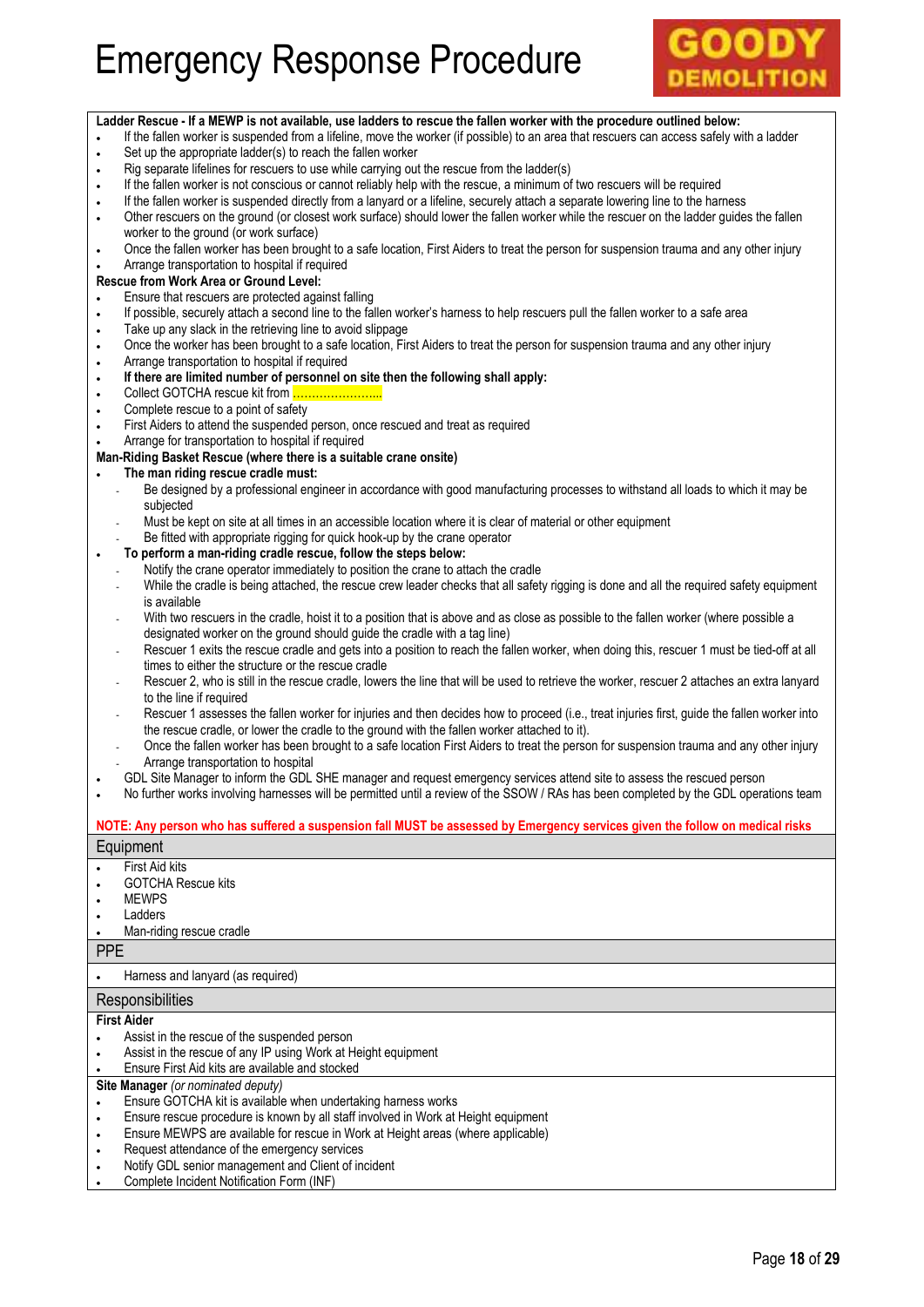# Emergency Response Procedure

**Ladder Rescue - If a MEWP is not available, use ladders to rescue the fallen worker with the procedure outlined below:**

- If the fallen worker is suspended from a lifeline, move the worker (if possible) to an area that rescuers can access safely with a ladder
- Set up the appropriate ladder(s) to reach the fallen worker
- Rig separate lifelines for rescuers to use while carrying out the rescue from the ladder(s)
- If the fallen worker is not conscious or cannot reliably help with the rescue, a minimum of two rescuers will be required
- If the fallen worker is suspended directly from a lanyard or a lifeline, securely attach a separate lowering line to the harness
- Other rescuers on the ground (or closest work surface) should lower the fallen worker while the rescuer on the ladder guides the fallen worker to the ground (or work surface)
- Once the fallen worker has been brought to a safe location, First Aiders to treat the person for suspension trauma and any other injury
- Arrange transportation to hospital if required

**Rescue from Work Area or Ground Level:**

- Ensure that rescuers are protected against falling
- If possible, securely attach a second line to the fallen worker's harness to help rescuers pull the fallen worker to a safe area
- Take up any slack in the retrieving line to avoid slippage
- Once the worker has been brought to a safe location, First Aiders to treat the person for suspension trauma and any other injury
- Arrange transportation to hospital if required
- **If there are limited number of personnel on site then the following shall apply:**
- Collect GOTCHA rescue kit from ……………………..
- Complete rescue to a point of safety
- First Aiders to attend the suspended person, once rescued and treat as required
- Arrange for transportation to hospital if required

**Man-Riding Basket Rescue (where there is a suitable crane onsite)**

- **The man riding rescue cradle must:**
  - Be designed by a professional engineer in accordance with good manufacturing processes to withstand all loads to which it may be subjected
  - Must be kept on site at all times in an accessible location where it is clear of material or other equipment
  - Be fitted with appropriate rigging for quick hook-up by the crane operator
- **To perform a man-riding cradle rescue, follow the steps below:**
  - Notify the crane operator immediately to position the crane to attach the cradle
  - While the cradle is being attached, the rescue crew leader checks that all safety rigging is done and all the required safety equipment is available
  - With two rescuers in the cradle, hoist it to a position that is above and as close as possible to the fallen worker (where possible a designated worker on the ground should guide the cradle with a tag line)
  - Rescuer 1 exits the rescue cradle and gets into a position to reach the fallen worker, when doing this, rescuer 1 must be tied-off at all times to either the structure or the rescue cradle
  - Rescuer 2, who is still in the rescue cradle, lowers the line that will be used to retrieve the worker, rescuer 2 attaches an extra lanyard to the line if required
  - Rescuer 1 assesses the fallen worker for injuries and then decides how to proceed (i.e., treat injuries first, guide the fallen worker into the rescue cradle, or lower the cradle to the ground with the fallen worker attached to it).
  - Once the fallen worker has been brought to a safe location First Aiders to treat the person for suspension trauma and any other injury
  - Arrange transportation to hospital
- GDL Site Manager to inform the GDL SHE manager and request emergency services attend site to assess the rescued person
- No further works involving harnesses will be permitted until a review of the SSOW / RAs has been completed by the GDL operations team

**NOTE: Any person who has suffered a suspension fall MUST be assessed by Emergency services given the follow on medical risks**

## Equipment

- First Aid kits
- GOTCHA Rescue kits
- MEWPS
- Ladders
- Man-riding rescue cradle

## PPE

- Harness and lanyard (as required)

## Responsibilities

**First Aider**

- Assist in the rescue of the suspended person
- Assist in the rescue of any IP using Work at Height equipment
- Ensure First Aid kits are available and stocked

**Site Manager** *(or nominated deputy)*

- Ensure GOTCHA kit is available when undertaking harness works
- Ensure rescue procedure is known by all staff involved in Work at Height equipment
- Ensure MEWPS are available for rescue in Work at Height areas (where applicable)
- Request attendance of the emergency services
- Notify GDL senior management and Client of incident
- Complete Incident Notification Form (INF)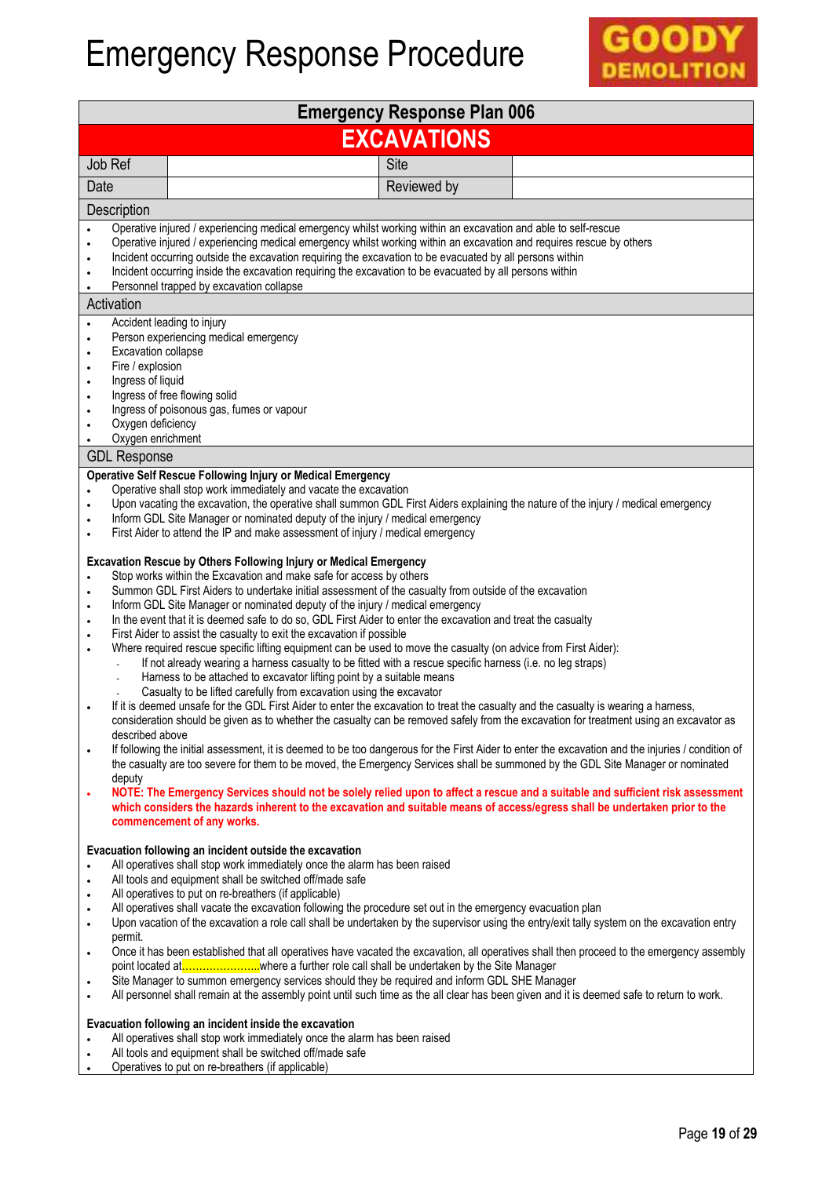# Emergency Response Procedure

GOODY DEMOLITION

## Emergency Response Plan 006

## EXCAVATIONS

| Job Ref | | Site | |
|---|---|---|---|
| Date | | Reviewed by | |

### Description

- Operative injured / experiencing medical emergency whilst working within an excavation and able to self-rescue
- Operative injured / experiencing medical emergency whilst working within an excavation and requires rescue by others
- Incident occurring outside the excavation requiring the excavation to be evacuated by all persons within
- Incident occurring inside the excavation requiring the excavation to be evacuated by all persons within
- Personnel trapped by excavation collapse

### Activation

- Accident leading to injury
- Person experiencing medical emergency
- Excavation collapse
- Fire / explosion
- Ingress of liquid
- Ingress of free flowing solid
- Ingress of poisonous gas, fumes or vapour
- Oxygen deficiency
- Oxygen enrichment

### GDL Response

**Operative Self Rescue Following Injury or Medical Emergency**

- Operative shall stop work immediately and vacate the excavation
- Upon vacating the excavation, the operative shall summon GDL First Aiders explaining the nature of the injury / medical emergency
- Inform GDL Site Manager or nominated deputy of the injury / medical emergency
- First Aider to attend the IP and make assessment of injury / medical emergency

**Excavation Rescue by Others Following Injury or Medical Emergency**

- Stop works within the Excavation and make safe for access by others
- Summon GDL First Aiders to undertake initial assessment of the casualty from outside of the excavation
- Inform GDL Site Manager or nominated deputy of the injury / medical emergency
- In the event that it is deemed safe to do so, GDL First Aider to enter the excavation and treat the casualty
- First Aider to assist the casualty to exit the excavation if possible
- Where required rescue specific lifting equipment can be used to move the casualty (on advice from First Aider):
  - If not already wearing a harness casualty to be fitted with a rescue specific harness (i.e. no leg straps)
  - Harness to be attached to excavator lifting point by a suitable means
  - Casualty to be lifted carefully from excavation using the excavator
- If it is deemed unsafe for the GDL First Aider to enter the excavation to treat the casualty and the casualty is wearing a harness, consideration should be given as to whether the casualty can be removed safely from the excavation for treatment using an excavator as described above
- If following the initial assessment, it is deemed to be too dangerous for the First Aider to enter the excavation and the injuries / condition of the casualty are too severe for them to be moved, the Emergency Services shall be summoned by the GDL Site Manager or nominated deputy
- **NOTE: The Emergency Services should not be solely relied upon to affect a rescue and a suitable and sufficient risk assessment which considers the hazards inherent to the excavation and suitable means of access/egress shall be undertaken prior to the commencement of any works.**

**Evacuation following an incident outside the excavation**

- All operatives shall stop work immediately once the alarm has been raised
- All tools and equipment shall be switched off/made safe
- All operatives to put on re-breathers (if applicable)
- All operatives shall vacate the excavation following the procedure set out in the emergency evacuation plan
- Upon vacation of the excavation a role call shall be undertaken by the supervisor using the entry/exit tally system on the excavation entry permit.
- Once it has been established that all operatives have vacated the excavation, all operatives shall then proceed to the emergency assembly point located at……………………where a further role call shall be undertaken by the Site Manager
- Site Manager to summon emergency services should they be required and inform GDL SHE Manager
- All personnel shall remain at the assembly point until such time as the all clear has been given and it is deemed safe to return to work.

**Evacuation following an incident inside the excavation**

- All operatives shall stop work immediately once the alarm has been raised
- All tools and equipment shall be switched off/made safe
- Operatives to put on re-breathers (if applicable)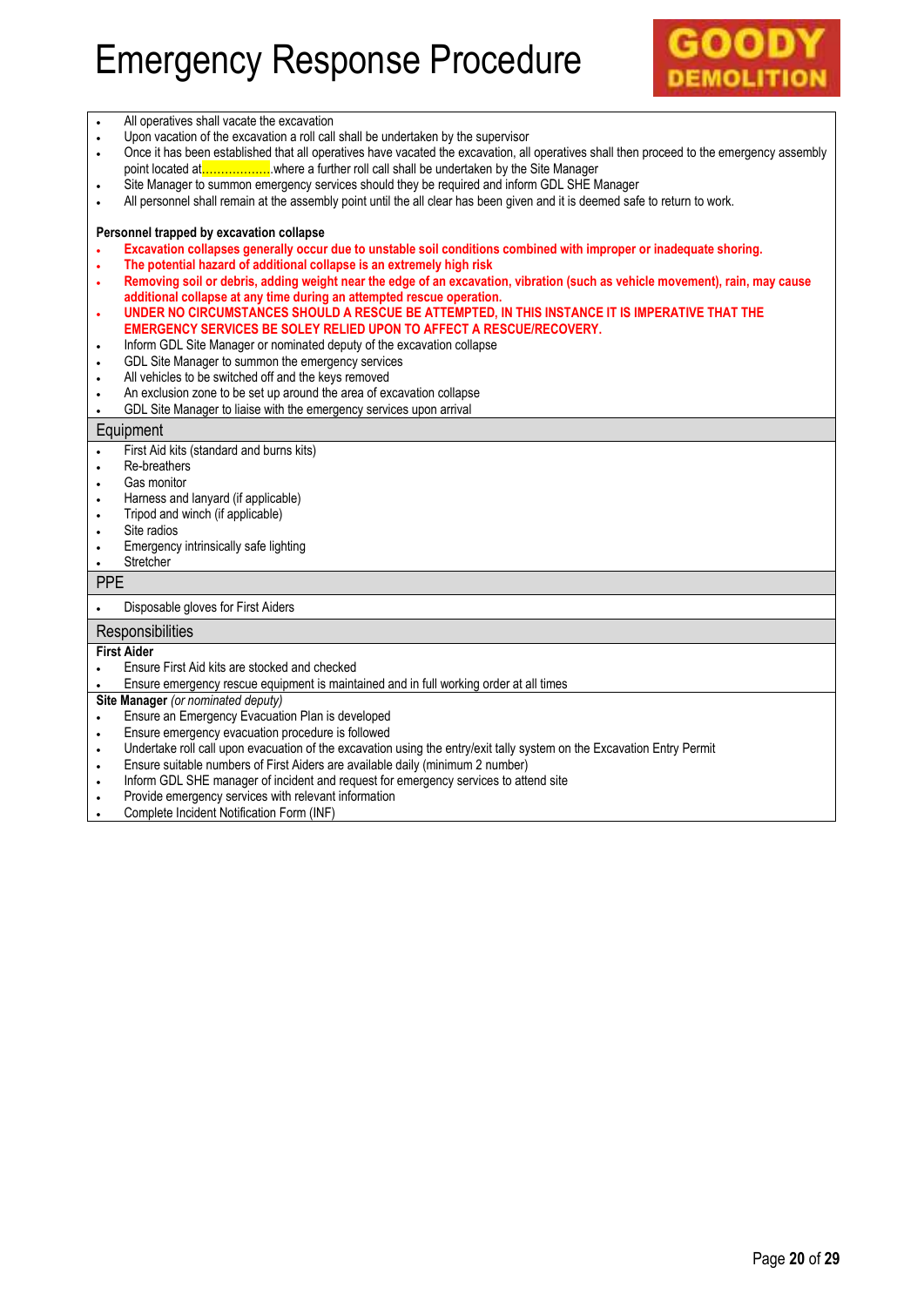# Emergency Response Procedure

- All operatives shall vacate the excavation
- Upon vacation of the excavation a roll call shall be undertaken by the supervisor
- Once it has been established that all operatives have vacated the excavation, all operatives shall then proceed to the emergency assembly point located at………………..where a further roll call shall be undertaken by the Site Manager
- Site Manager to summon emergency services should they be required and inform GDL SHE Manager
- All personnel shall remain at the assembly point until the all clear has been given and it is deemed safe to return to work.

**Personnel trapped by excavation collapse**

- **Excavation collapses generally occur due to unstable soil conditions combined with improper or inadequate shoring.**
- **The potential hazard of additional collapse is an extremely high risk**
- **Removing soil or debris, adding weight near the edge of an excavation, vibration (such as vehicle movement), rain, may cause additional collapse at any time during an attempted rescue operation.**
- **UNDER NO CIRCUMSTANCES SHOULD A RESCUE BE ATTEMPTED, IN THIS INSTANCE IT IS IMPERATIVE THAT THE EMERGENCY SERVICES BE SOLEY RELIED UPON TO AFFECT A RESCUE/RECOVERY.**
- Inform GDL Site Manager or nominated deputy of the excavation collapse
- GDL Site Manager to summon the emergency services
- All vehicles to be switched off and the keys removed
- An exclusion zone to be set up around the area of excavation collapse
- GDL Site Manager to liaise with the emergency services upon arrival

## Equipment

- First Aid kits (standard and burns kits)
- Re-breathers
- Gas monitor
- Harness and lanyard (if applicable)
- Tripod and winch (if applicable)
- Site radios
- Emergency intrinsically safe lighting
- Stretcher

## PPE

- Disposable gloves for First Aiders

## Responsibilities

**First Aider**

- Ensure First Aid kits are stocked and checked
- Ensure emergency rescue equipment is maintained and in full working order at all times

**Site Manager** *(or nominated deputy)*

- Ensure an Emergency Evacuation Plan is developed
- Ensure emergency evacuation procedure is followed
- Undertake roll call upon evacuation of the excavation using the entry/exit tally system on the Excavation Entry Permit
- Ensure suitable numbers of First Aiders are available daily (minimum 2 number)
- Inform GDL SHE manager of incident and request for emergency services to attend site
- Provide emergency services with relevant information
- Complete Incident Notification Form (INF)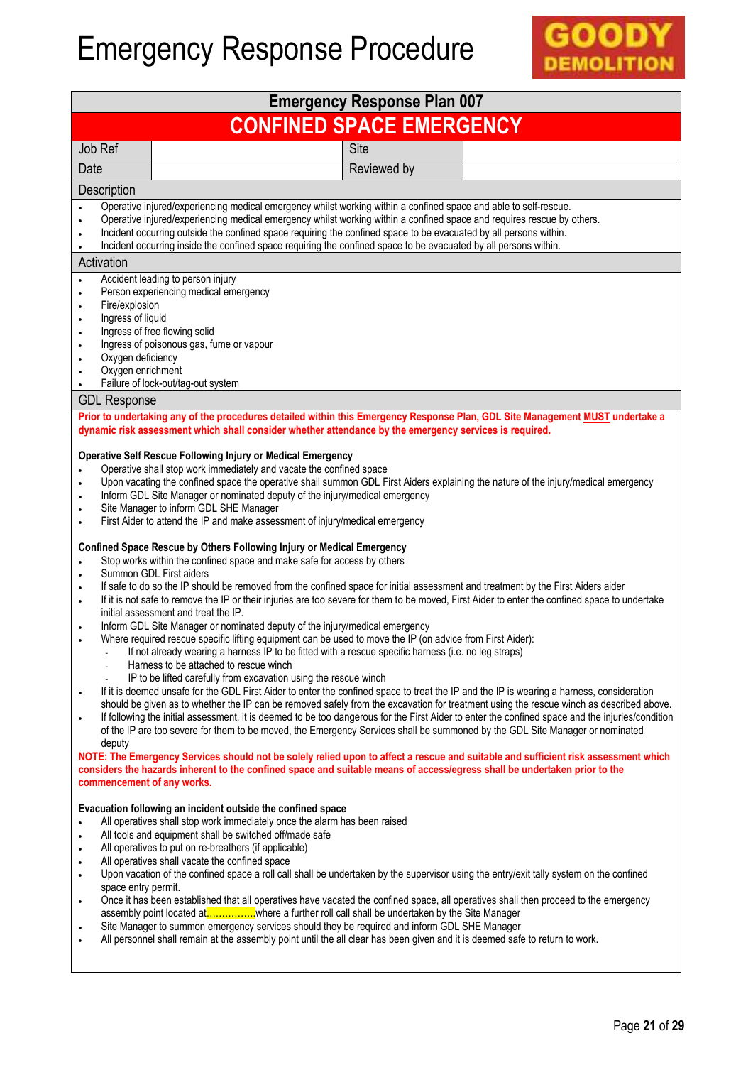# Emergency Response Procedure

GOODY DEMOLITION

## Emergency Response Plan 007

## CONFINED SPACE EMERGENCY

| Job Ref | | Site | |
|---|---|---|---|
| Date | | Reviewed by | |

### Description

- Operative injured/experiencing medical emergency whilst working within a confined space and able to self-rescue.
- Operative injured/experiencing medical emergency whilst working within a confined space and requires rescue by others.
- Incident occurring outside the confined space requiring the confined space to be evacuated by all persons within.
- Incident occurring inside the confined space requiring the confined space to be evacuated by all persons within.

### Activation

- Accident leading to person injury
- Person experiencing medical emergency
- Fire/explosion
- Ingress of liquid
- Ingress of free flowing solid
- Ingress of poisonous gas, fume or vapour
- Oxygen deficiency
- Oxygen enrichment
- Failure of lock-out/tag-out system

### GDL Response

**Prior to undertaking any of the procedures detailed within this Emergency Response Plan, GDL Site Management MUST undertake a dynamic risk assessment which shall consider whether attendance by the emergency services is required.**

**Operative Self Rescue Following Injury or Medical Emergency**

- Operative shall stop work immediately and vacate the confined space
- Upon vacating the confined space the operative shall summon GDL First Aiders explaining the nature of the injury/medical emergency
- Inform GDL Site Manager or nominated deputy of the injury/medical emergency
- Site Manager to inform GDL SHE Manager
- First Aider to attend the IP and make assessment of injury/medical emergency

**Confined Space Rescue by Others Following Injury or Medical Emergency**

- Stop works within the confined space and make safe for access by others
- Summon GDL First aiders
- If safe to do so the IP should be removed from the confined space for initial assessment and treatment by the First Aiders aider
- If it is not safe to remove the IP or their injuries are too severe for them to be moved, First Aider to enter the confined space to undertake initial assessment and treat the IP.
- Inform GDL Site Manager or nominated deputy of the injury/medical emergency
- Where required rescue specific lifting equipment can be used to move the IP (on advice from First Aider):
  - If not already wearing a harness IP to be fitted with a rescue specific harness (i.e. no leg straps)
  - Harness to be attached to rescue winch
  - IP to be lifted carefully from excavation using the rescue winch
- If it is deemed unsafe for the GDL First Aider to enter the confined space to treat the IP and the IP is wearing a harness, consideration should be given as to whether the IP can be removed safely from the excavation for treatment using the rescue winch as described above.
- If following the initial assessment, it is deemed to be too dangerous for the First Aider to enter the confined space and the injuries/condition of the IP are too severe for them to be moved, the Emergency Services shall be summoned by the GDL Site Manager or nominated deputy

**NOTE: The Emergency Services should not be solely relied upon to affect a rescue and suitable and sufficient risk assessment which considers the hazards inherent to the confined space and suitable means of access/egress shall be undertaken prior to the commencement of any works.**

**Evacuation following an incident outside the confined space**

- All operatives shall stop work immediately once the alarm has been raised
- All tools and equipment shall be switched off/made safe
- All operatives to put on re-breathers (if applicable)
- All operatives shall vacate the confined space
- Upon vacation of the confined space a roll call shall be undertaken by the supervisor using the entry/exit tally system on the confined space entry permit.
- Once it has been established that all operatives have vacated the confined space, all operatives shall then proceed to the emergency assembly point located at…………….where a further roll call shall be undertaken by the Site Manager
- Site Manager to summon emergency services should they be required and inform GDL SHE Manager
- All personnel shall remain at the assembly point until the all clear has been given and it is deemed safe to return to work.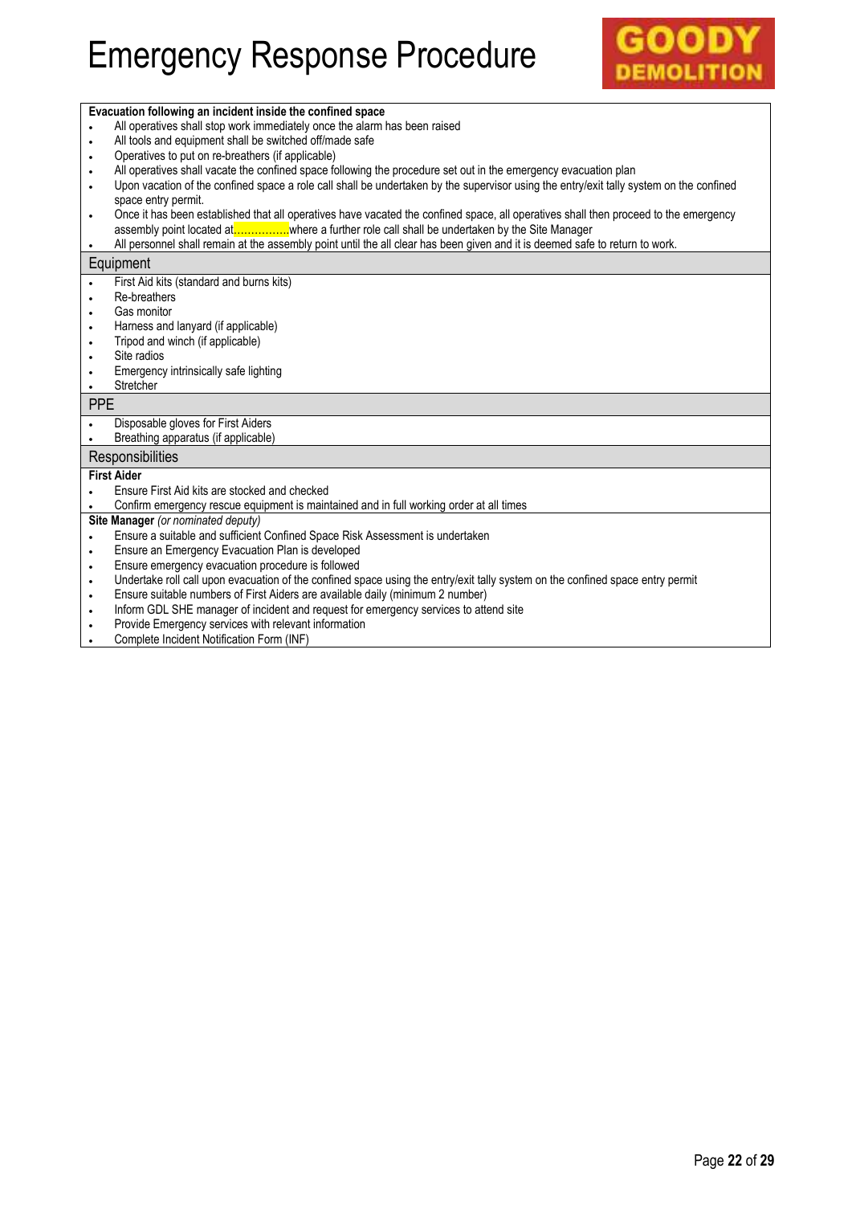# Emergency Response Procedure

**Evacuation following an incident inside the confined space**

- All operatives shall stop work immediately once the alarm has been raised
- All tools and equipment shall be switched off/made safe
- Operatives to put on re-breathers (if applicable)
- All operatives shall vacate the confined space following the procedure set out in the emergency evacuation plan
- Upon vacation of the confined space a role call shall be undertaken by the supervisor using the entry/exit tally system on the confined space entry permit.
- Once it has been established that all operatives have vacated the confined space, all operatives shall then proceed to the emergency assembly point located at…………….where a further role call shall be undertaken by the Site Manager
- All personnel shall remain at the assembly point until the all clear has been given and it is deemed safe to return to work.

## Equipment

- First Aid kits (standard and burns kits)
- Re-breathers
- Gas monitor
- Harness and lanyard (if applicable)
- Tripod and winch (if applicable)
- Site radios
- Emergency intrinsically safe lighting
- Stretcher

## PPE

- Disposable gloves for First Aiders
- Breathing apparatus (if applicable)

## Responsibilities

**First Aider**

- Ensure First Aid kits are stocked and checked
- Confirm emergency rescue equipment is maintained and in full working order at all times

**Site Manager** *(or nominated deputy)*

- Ensure a suitable and sufficient Confined Space Risk Assessment is undertaken
- Ensure an Emergency Evacuation Plan is developed
- Ensure emergency evacuation procedure is followed
- Undertake roll call upon evacuation of the confined space using the entry/exit tally system on the confined space entry permit
- Ensure suitable numbers of First Aiders are available daily (minimum 2 number)
- Inform GDL SHE manager of incident and request for emergency services to attend site
- Provide Emergency services with relevant information
- Complete Incident Notification Form (INF)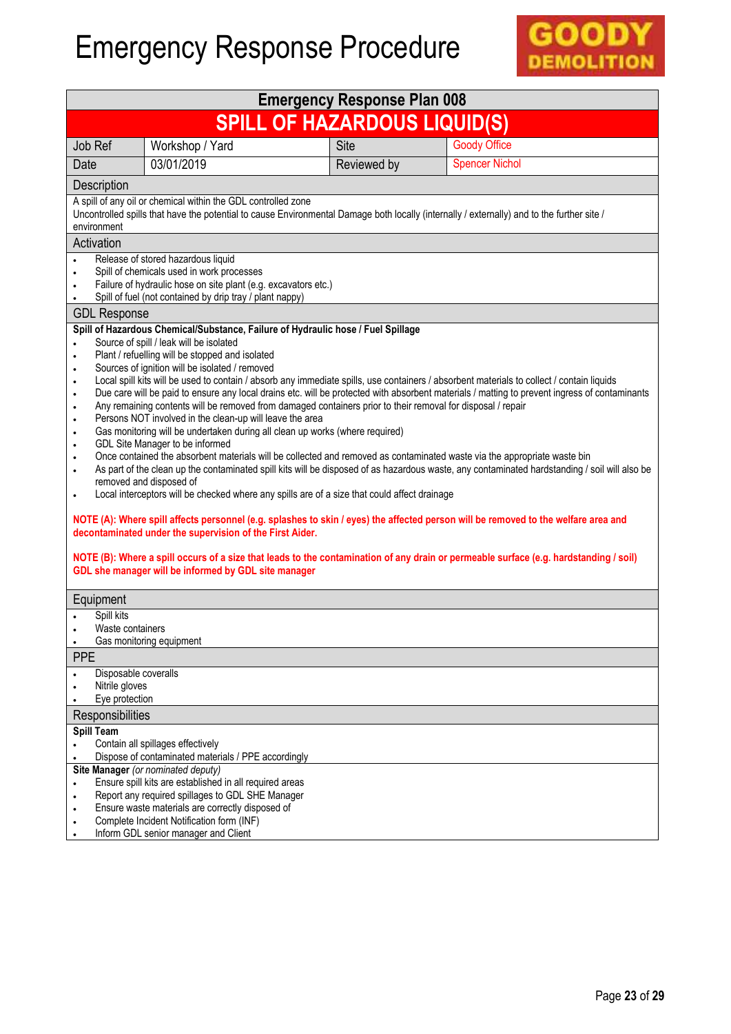# Emergency Response Procedure

GOODY DEMOLITION

## Emergency Response Plan 008

## SPILL OF HAZARDOUS LIQUID(S)

| Job Ref | Workshop / Yard | Site | Goody Office |
|---|---|---|---|
| Date | 03/01/2019 | Reviewed by | Spencer Nichol |

### Description

A spill of any oil or chemical within the GDL controlled zone
Uncontrolled spills that have the potential to cause Environmental Damage both locally (internally / externally) and to the further site / environment

### Activation

- Release of stored hazardous liquid
- Spill of chemicals used in work processes
- Failure of hydraulic hose on site plant (e.g. excavators etc.)
- Spill of fuel (not contained by drip tray / plant nappy)

### GDL Response

**Spill of Hazardous Chemical/Substance, Failure of Hydraulic hose / Fuel Spillage**

- Source of spill / leak will be isolated
- Plant / refuelling will be stopped and isolated
- Sources of ignition will be isolated / removed
- Local spill kits will be used to contain / absorb any immediate spills, use containers / absorbent materials to collect / contain liquids
- Due care will be paid to ensure any local drains etc. will be protected with absorbent materials / matting to prevent ingress of contaminants
- Any remaining contents will be removed from damaged containers prior to their removal for disposal / repair
- Persons NOT involved in the clean-up will leave the area
- Gas monitoring will be undertaken during all clean up works (where required)
- GDL Site Manager to be informed
- Once contained the absorbent materials will be collected and removed as contaminated waste via the appropriate waste bin
- As part of the clean up the contaminated spill kits will be disposed of as hazardous waste, any contaminated hardstanding / soil will also be removed and disposed of
- Local interceptors will be checked where any spills are of a size that could affect drainage

**NOTE (A): Where spill affects personnel (e.g. splashes to skin / eyes) the affected person will be removed to the welfare area and decontaminated under the supervision of the First Aider.**

**NOTE (B): Where a spill occurs of a size that leads to the contamination of any drain or permeable surface (e.g. hardstanding / soil) GDL she manager will be informed by GDL site manager**

### Equipment

- Spill kits
- Waste containers
- Gas monitoring equipment

### PPE

- Disposable coveralls
- Nitrile gloves
- Eye protection

### Responsibilities

**Spill Team**

- Contain all spillages effectively
- Dispose of contaminated materials / PPE accordingly

**Site Manager** *(or nominated deputy)*

- Ensure spill kits are established in all required areas
- Report any required spillages to GDL SHE Manager
- Ensure waste materials are correctly disposed of
- Complete Incident Notification form (INF)
- Inform GDL senior manager and Client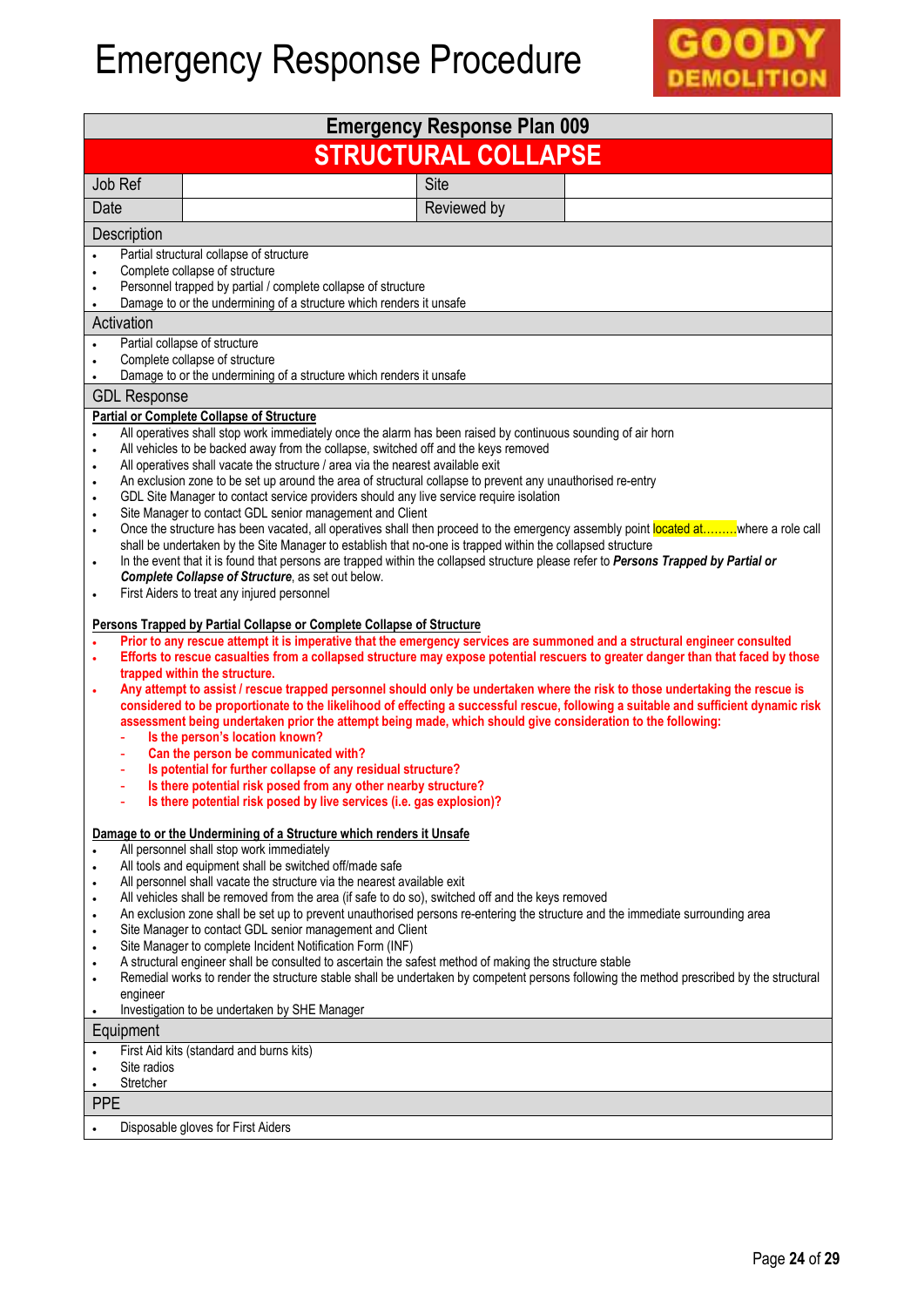# Emergency Response Procedure

GOODY DEMOLITION

## Emergency Response Plan 009

## STRUCTURAL COLLAPSE

| Job Ref | | Site | |
|---|---|---|---|
| Date | | Reviewed by | |

### Description

- Partial structural collapse of structure
- Complete collapse of structure
- Personnel trapped by partial / complete collapse of structure
- Damage to or the undermining of a structure which renders it unsafe

### Activation

- Partial collapse of structure
- Complete collapse of structure
- Damage to or the undermining of a structure which renders it unsafe

### GDL Response

**Partial or Complete Collapse of Structure**

- All operatives shall stop work immediately once the alarm has been raised by continuous sounding of air horn
- All vehicles to be backed away from the collapse, switched off and the keys removed
- All operatives shall vacate the structure / area via the nearest available exit
- An exclusion zone to be set up around the area of structural collapse to prevent any unauthorised re-entry
- GDL Site Manager to contact service providers should any live service require isolation
- Site Manager to contact GDL senior management and Client
- Once the structure has been vacated, all operatives shall then proceed to the emergency assembly point located at………where a role call shall be undertaken by the Site Manager to establish that no-one is trapped within the collapsed structure
- In the event that it is found that persons are trapped within the collapsed structure please refer to ***Persons Trapped by Partial or Complete Collapse of Structure***, as set out below.
- First Aiders to treat any injured personnel

**Persons Trapped by Partial Collapse or Complete Collapse of Structure**

- **Prior to any rescue attempt it is imperative that the emergency services are summoned and a structural engineer consulted**
- **Efforts to rescue casualties from a collapsed structure may expose potential rescuers to greater danger than that faced by those trapped within the structure.**
- **Any attempt to assist / rescue trapped personnel should only be undertaken where the risk to those undertaking the rescue is considered to be proportionate to the likelihood of effecting a successful rescue, following a suitable and sufficient dynamic risk assessment being undertaken prior the attempt being made, which should give consideration to the following:**
  - **Is the person's location known?**
  - **Can the person be communicated with?**
  - **Is potential for further collapse of any residual structure?**
  - **Is there potential risk posed from any other nearby structure?**
  - **Is there potential risk posed by live services (i.e. gas explosion)?**

**Damage to or the Undermining of a Structure which renders it Unsafe**

- All personnel shall stop work immediately
- All tools and equipment shall be switched off/made safe
- All personnel shall vacate the structure via the nearest available exit
- All vehicles shall be removed from the area (if safe to do so), switched off and the keys removed
- An exclusion zone shall be set up to prevent unauthorised persons re-entering the structure and the immediate surrounding area
- Site Manager to contact GDL senior management and Client
- Site Manager to complete Incident Notification Form (INF)
- A structural engineer shall be consulted to ascertain the safest method of making the structure stable
- Remedial works to render the structure stable shall be undertaken by competent persons following the method prescribed by the structural engineer
- Investigation to be undertaken by SHE Manager

### Equipment

- First Aid kits (standard and burns kits)
- Site radios
- Stretcher

### PPE

- Disposable gloves for First Aiders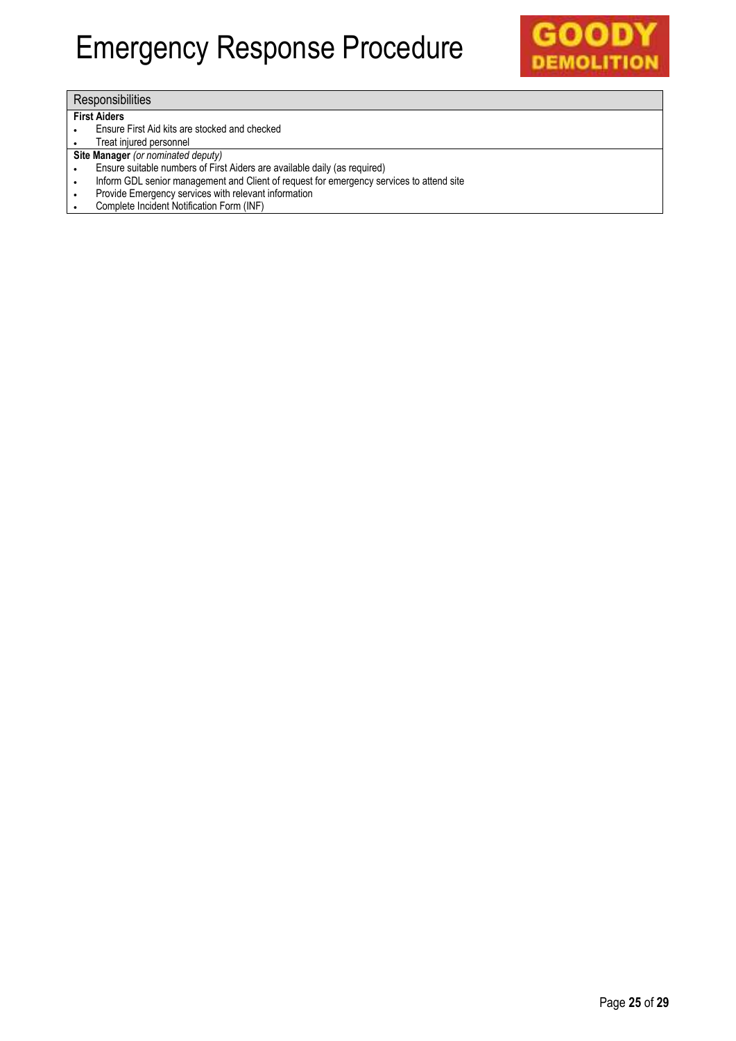| Responsibilities |
| --- |
| **First Aiders**<br>• Ensure First Aid kits are stocked and checked<br>• Treat injured personnel |
| **Site Manager** *(or nominated deputy)*<br>• Ensure suitable numbers of First Aiders are available daily (as required)<br>• Inform GDL senior management and Client of request for emergency services to attend site<br>• Provide Emergency services with relevant information<br>• Complete Incident Notification Form (INF) |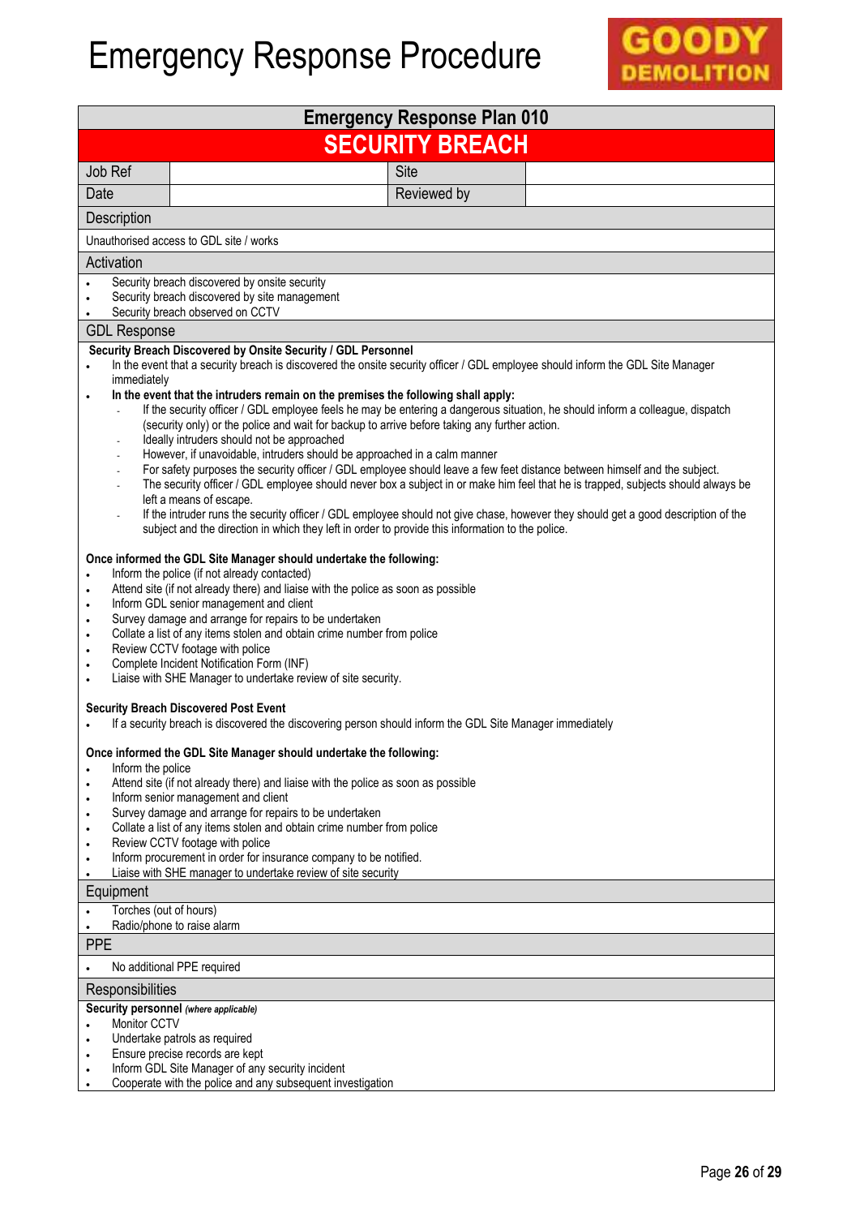# Emergency Response Procedure

GOODY DEMOLITION

## Emergency Response Plan 010

## SECURITY BREACH

| Job Ref | | Site | |
|---|---|---|---|
| Date | | Reviewed by | |

### Description

Unauthorised access to GDL site / works

### Activation

- Security breach discovered by onsite security
- Security breach discovered by site management
- Security breach observed on CCTV

### GDL Response

**Security Breach Discovered by Onsite Security / GDL Personnel**

- In the event that a security breach is discovered the onsite security officer / GDL employee should inform the GDL Site Manager immediately
- **In the event that the intruders remain on the premises the following shall apply:**
  - If the security officer / GDL employee feels he may be entering a dangerous situation, he should inform a colleague, dispatch (security only) or the police and wait for backup to arrive before taking any further action.
  - Ideally intruders should not be approached
  - However, if unavoidable, intruders should be approached in a calm manner
  - For safety purposes the security officer / GDL employee should leave a few feet distance between himself and the subject.
  - The security officer / GDL employee should never box a subject in or make him feel that he is trapped, subjects should always be left a means of escape.
  - If the intruder runs the security officer / GDL employee should not give chase, however they should get a good description of the subject and the direction in which they left in order to provide this information to the police.

**Once informed the GDL Site Manager should undertake the following:**

- Inform the police (if not already contacted)
- Attend site (if not already there) and liaise with the police as soon as possible
- Inform GDL senior management and client
- Survey damage and arrange for repairs to be undertaken
- Collate a list of any items stolen and obtain crime number from police
- Review CCTV footage with police
- Complete Incident Notification Form (INF)
- Liaise with SHE Manager to undertake review of site security.

**Security Breach Discovered Post Event**

- If a security breach is discovered the discovering person should inform the GDL Site Manager immediately

**Once informed the GDL Site Manager should undertake the following:**

- Inform the police
- Attend site (if not already there) and liaise with the police as soon as possible
- Inform senior management and client
- Survey damage and arrange for repairs to be undertaken
- Collate a list of any items stolen and obtain crime number from police
- Review CCTV footage with police
- Inform procurement in order for insurance company to be notified.
- Liaise with SHE manager to undertake review of site security

### Equipment

- Torches (out of hours)
- Radio/phone to raise alarm

### PPE

- No additional PPE required

### Responsibilities

**Security personnel** ***(where applicable)***

- Monitor CCTV
- Undertake patrols as required
- Ensure precise records are kept
- Inform GDL Site Manager of any security incident
- Cooperate with the police and any subsequent investigation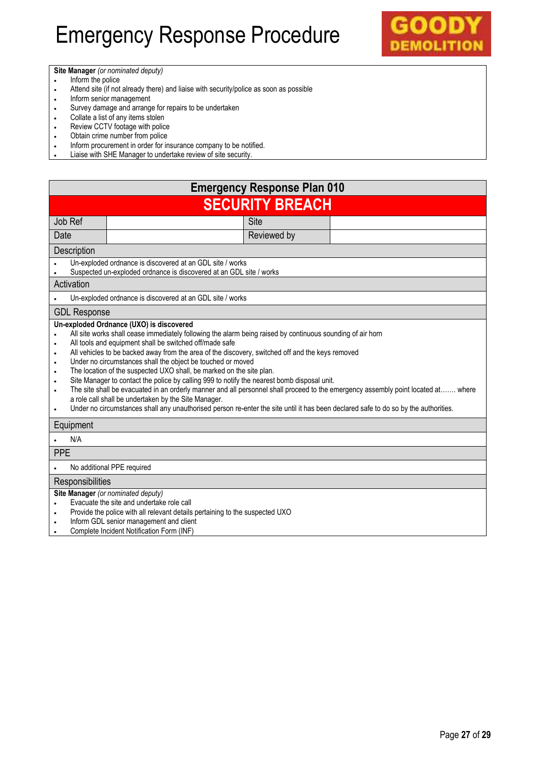# Emergency Response Procedure

**Site Manager** *(or nominated deputy)*

- Inform the police
- Attend site (if not already there) and liaise with security/police as soon as possible
- Inform senior management
- Survey damage and arrange for repairs to be undertaken
- Collate a list of any items stolen
- Review CCTV footage with police
- Obtain crime number from police
- Inform procurement in order for insurance company to be notified.
- Liaise with SHE Manager to undertake review of site security.

## Emergency Response Plan 010

## SECURITY BREACH

| Job Ref | | Site | |
|---|---|---|---|
| Date | | Reviewed by | |

### Description

- Un-exploded ordnance is discovered at an GDL site / works
- Suspected un-exploded ordnance is discovered at an GDL site / works

### Activation

- Un-exploded ordnance is discovered at an GDL site / works

### GDL Response

**Un-exploded Ordnance (UXO) is discovered**

- All site works shall cease immediately following the alarm being raised by continuous sounding of air horn
- All tools and equipment shall be switched off/made safe
- All vehicles to be backed away from the area of the discovery, switched off and the keys removed
- Under no circumstances shall the object be touched or moved
- The location of the suspected UXO shall, be marked on the site plan.
- Site Manager to contact the police by calling 999 to notify the nearest bomb disposal unit.
- The site shall be evacuated in an orderly manner and all personnel shall proceed to the emergency assembly point located at……. where a role call shall be undertaken by the Site Manager.
- Under no circumstances shall any unauthorised person re-enter the site until it has been declared safe to do so by the authorities.

### Equipment

- N/A

### PPE

- No additional PPE required

### Responsibilities

**Site Manager** *(or nominated deputy)*

- Evacuate the site and undertake role call
- Provide the police with all relevant details pertaining to the suspected UXO
- Inform GDL senior management and client
- Complete Incident Notification Form (INF)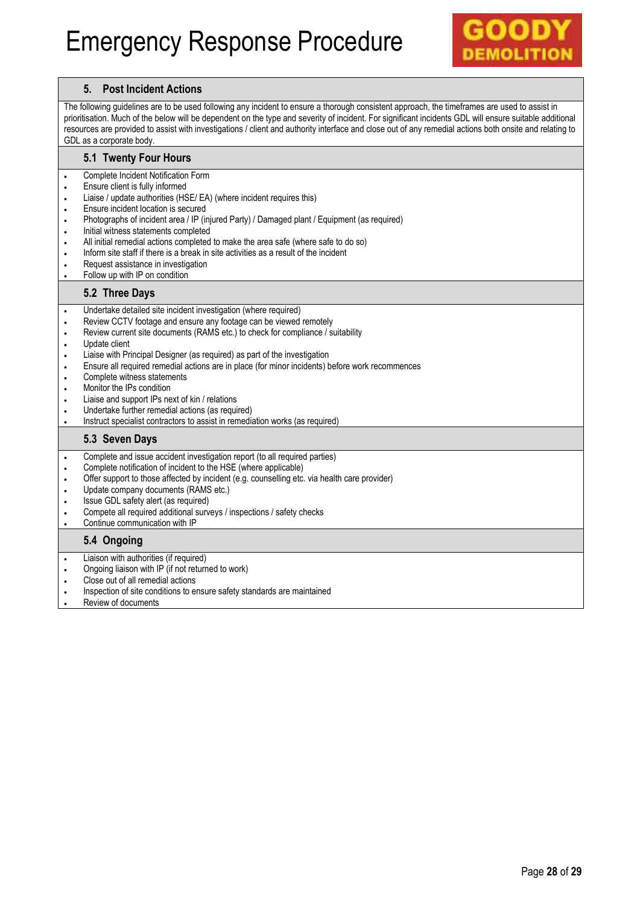## 5. Post Incident Actions

The following guidelines are to be used following any incident to ensure a thorough consistent approach, the timeframes are used to assist in prioritisation. Much of the below will be dependent on the type and severity of incident. For significant incidents GDL will ensure suitable additional resources are provided to assist with investigations / client and authority interface and close out of any remedial actions both onsite and relating to GDL as a corporate body.

### 5.1 Twenty Four Hours

- Complete Incident Notification Form
- Ensure client is fully informed
- Liaise / update authorities (HSE/ EA) (where incident requires this)
- Ensure incident location is secured
- Photographs of incident area / IP (injured Party) / Damaged plant / Equipment (as required)
- Initial witness statements completed
- All initial remedial actions completed to make the area safe (where safe to do so)
- Inform site staff if there is a break in site activities as a result of the incident
- Request assistance in investigation
- Follow up with IP on condition

### 5.2 Three Days

- Undertake detailed site incident investigation (where required)
- Review CCTV footage and ensure any footage can be viewed remotely
- Review current site documents (RAMS etc.) to check for compliance / suitability
- Update client
- Liaise with Principal Designer (as required) as part of the investigation
- Ensure all required remedial actions are in place (for minor incidents) before work recommences
- Complete witness statements
- Monitor the IPs condition
- Liaise and support IPs next of kin / relations
- Undertake further remedial actions (as required)
- Instruct specialist contractors to assist in remediation works (as required)

### 5.3 Seven Days

- Complete and issue accident investigation report (to all required parties)
- Complete notification of incident to the HSE (where applicable)
- Offer support to those affected by incident (e.g. counselling etc. via health care provider)
- Update company documents (RAMS etc.)
- Issue GDL safety alert (as required)
- Compete all required additional surveys / inspections / safety checks
- Continue communication with IP

### 5.4 Ongoing

- Liaison with authorities (if required)
- Ongoing liaison with IP (if not returned to work)
- Close out of all remedial actions
- Inspection of site conditions to ensure safety standards are maintained
- Review of documents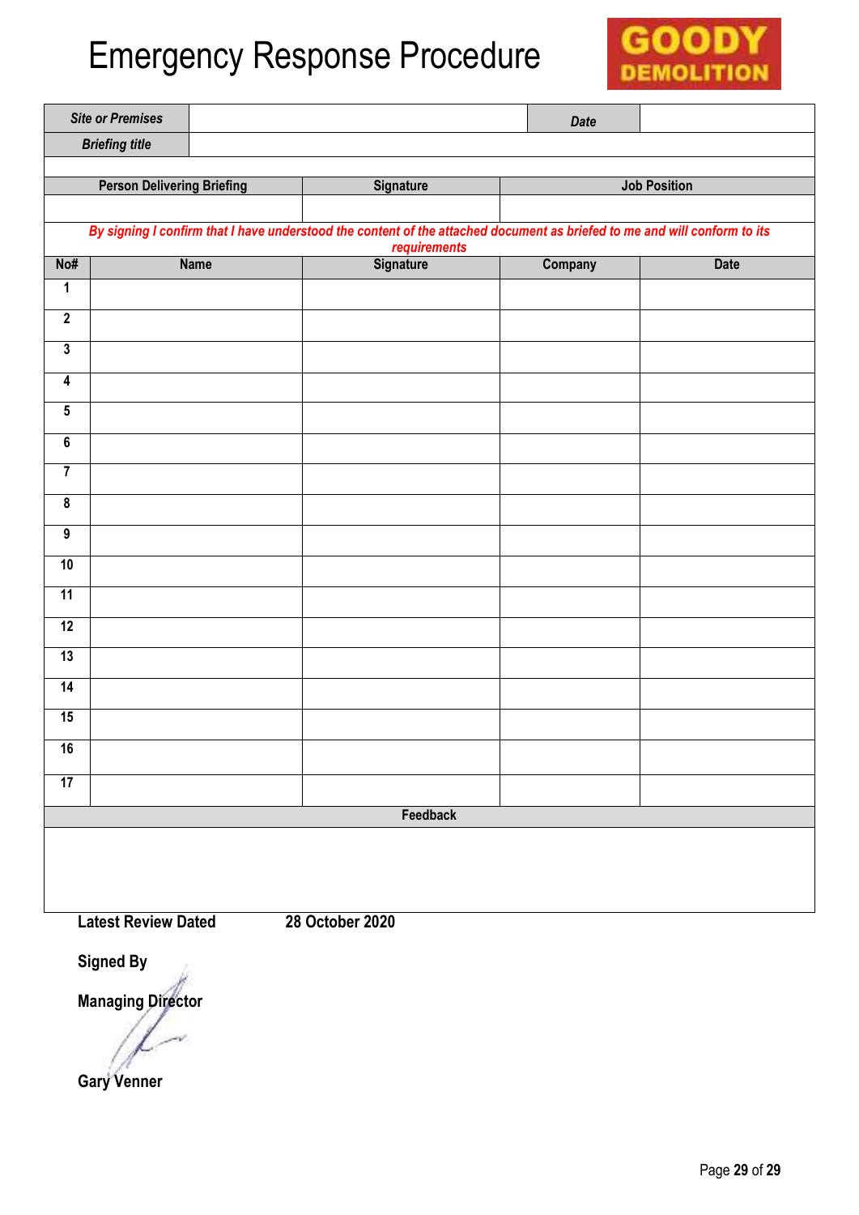# Emergency Response Procedure

GOODY DEMOLITION

| | | | |
|---|---|---|---|
| ***Site or Premises*** | | ***Date*** | |
| ***Briefing title*** | | | |

| **Person Delivering Briefing** | **Signature** | **Job Position** |
|---|---|---|
| | | |

***By signing I confirm that I have understood the content of the attached document as briefed to me and will conform to its requirements***

| No# | Name | Signature | Company | Date |
|---|---|---|---|---|
| 1 | | | | |
| 2 | | | | |
| 3 | | | | |
| 4 | | | | |
| 5 | | | | |
| 6 | | | | |
| 7 | | | | |
| 8 | | | | |
| 9 | | | | |
| 10 | | | | |
| 11 | | | | |
| 12 | | | | |
| 13 | | | | |
| 14 | | | | |
| 15 | | | | |
| 16 | | | | |
| 17 | | | | |

| **Feedback** |
|---|
| |

**Latest Review Dated** **28 October 2020**

**Signed By**

**Managing Director**

**Gary Venner**